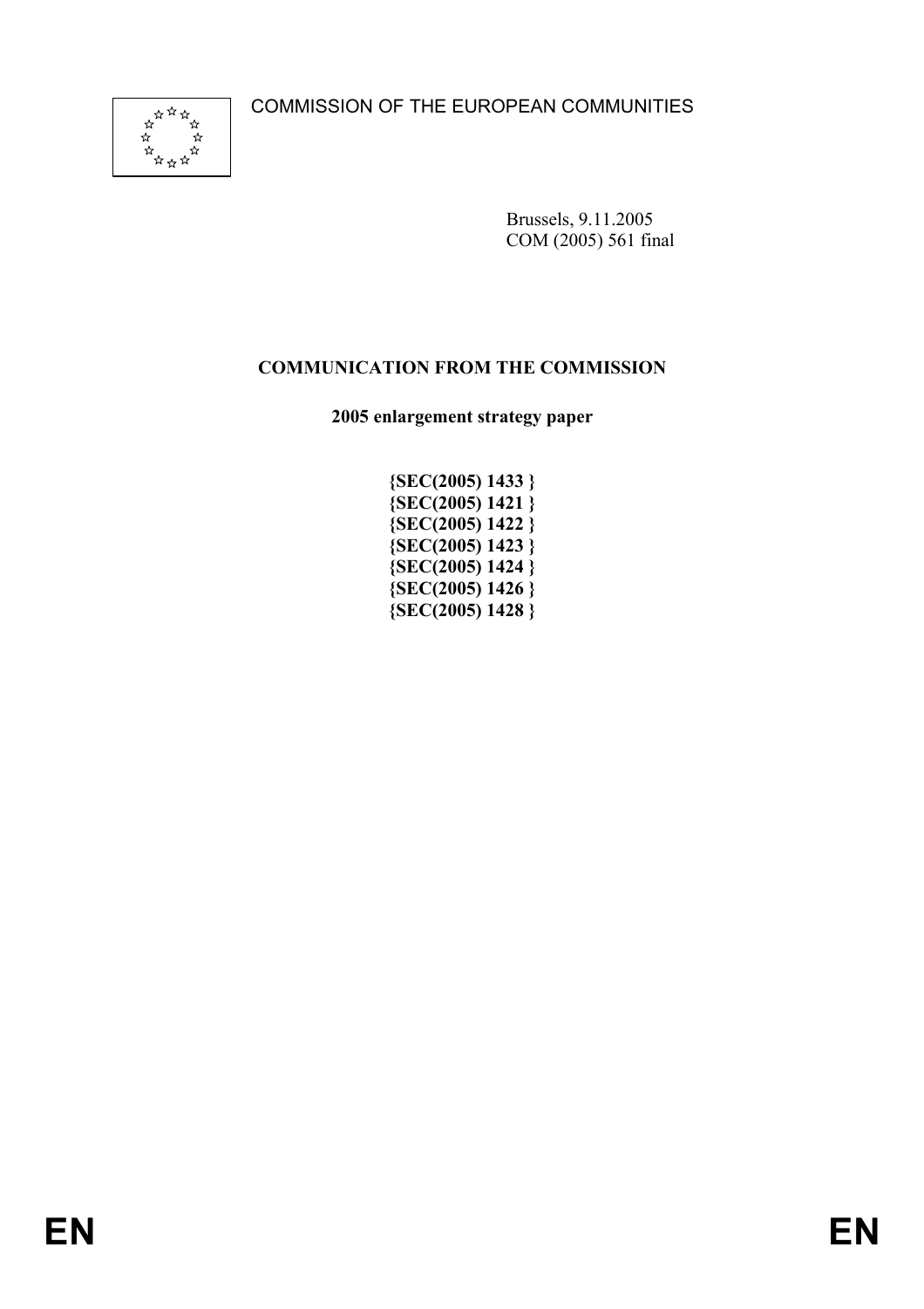COMMISSION OF THE EUROPEAN COMMUNITIES

Brussels, 9.11.2005
COM (2005) 561 final

# COMMUNICATION FROM THE COMMISSION

## 2005 enlargement strategy paper

**{SEC(2005) 1433 }**
**{SEC(2005) 1421 }**
**{SEC(2005) 1422 }**
**{SEC(2005) 1423 }**
**{SEC(2005) 1424 }**
**{SEC(2005) 1426 }**
**{SEC(2005) 1428 }**

EN EN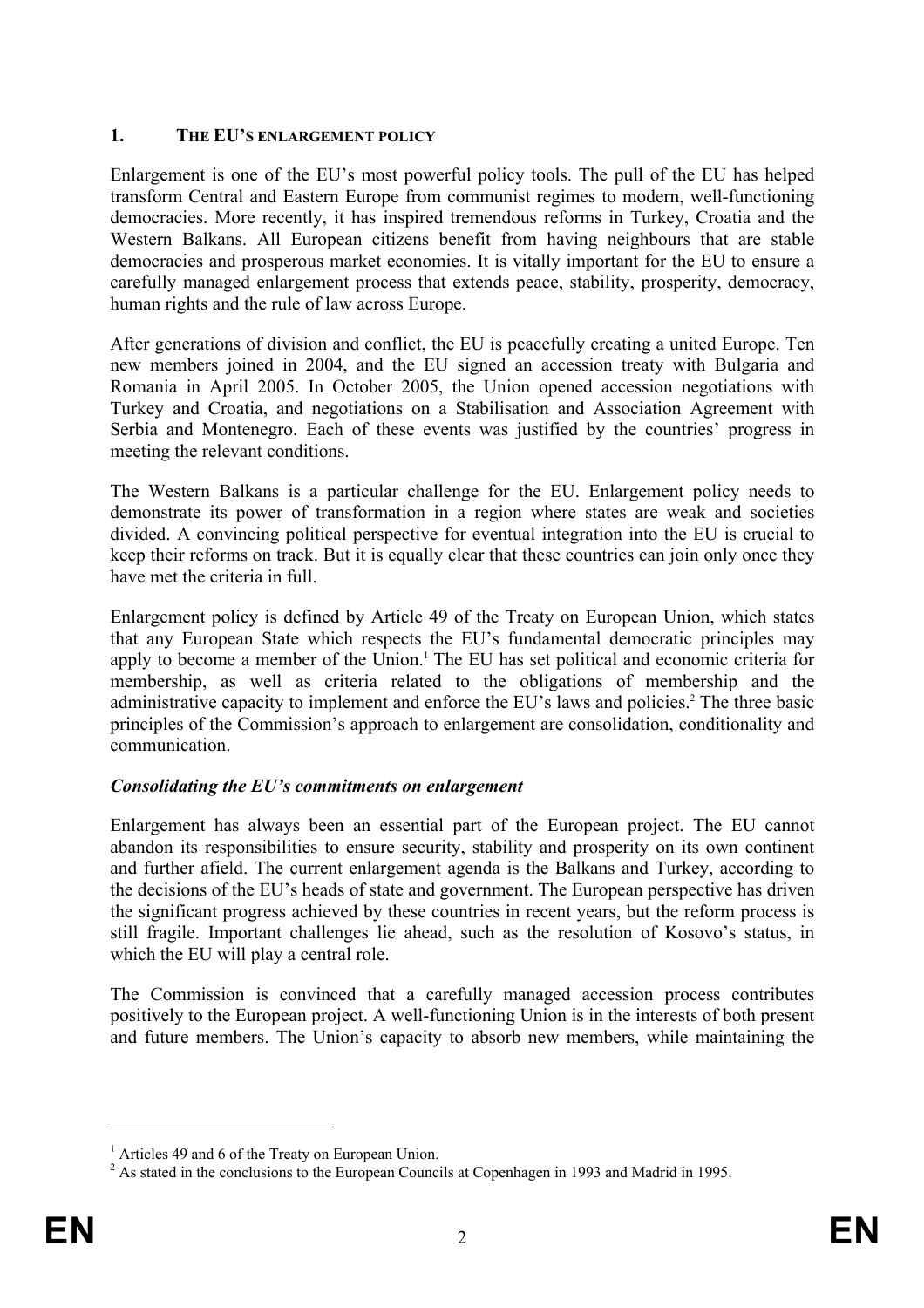## 1. THE EU'S ENLARGEMENT POLICY

Enlargement is one of the EU's most powerful policy tools. The pull of the EU has helped transform Central and Eastern Europe from communist regimes to modern, well-functioning democracies. More recently, it has inspired tremendous reforms in Turkey, Croatia and the Western Balkans. All European citizens benefit from having neighbours that are stable democracies and prosperous market economies. It is vitally important for the EU to ensure a carefully managed enlargement process that extends peace, stability, prosperity, democracy, human rights and the rule of law across Europe.

After generations of division and conflict, the EU is peacefully creating a united Europe. Ten new members joined in 2004, and the EU signed an accession treaty with Bulgaria and Romania in April 2005. In October 2005, the Union opened accession negotiations with Turkey and Croatia, and negotiations on a Stabilisation and Association Agreement with Serbia and Montenegro. Each of these events was justified by the countries' progress in meeting the relevant conditions.

The Western Balkans is a particular challenge for the EU. Enlargement policy needs to demonstrate its power of transformation in a region where states are weak and societies divided. A convincing political perspective for eventual integration into the EU is crucial to keep their reforms on track. But it is equally clear that these countries can join only once they have met the criteria in full.

Enlargement policy is defined by Article 49 of the Treaty on European Union, which states that any European State which respects the EU's fundamental democratic principles may apply to become a member of the Union.[1] The EU has set political and economic criteria for membership, as well as criteria related to the obligations of membership and the administrative capacity to implement and enforce the EU's laws and policies.[2] The three basic principles of the Commission's approach to enlargement are consolidation, conditionality and communication.

***Consolidating the EU's commitments on enlargement***

Enlargement has always been an essential part of the European project. The EU cannot abandon its responsibilities to ensure security, stability and prosperity on its own continent and further afield. The current enlargement agenda is the Balkans and Turkey, according to the decisions of the EU's heads of state and government. The European perspective has driven the significant progress achieved by these countries in recent years, but the reform process is still fragile. Important challenges lie ahead, such as the resolution of Kosovo's status, in which the EU will play a central role.

The Commission is convinced that a carefully managed accession process contributes positively to the European project. A well-functioning Union is in the interests of both present and future members. The Union's capacity to absorb new members, while maintaining the

---

[1] Articles 49 and 6 of the Treaty on European Union.

[2] As stated in the conclusions to the European Councils at Copenhagen in 1993 and Madrid in 1995.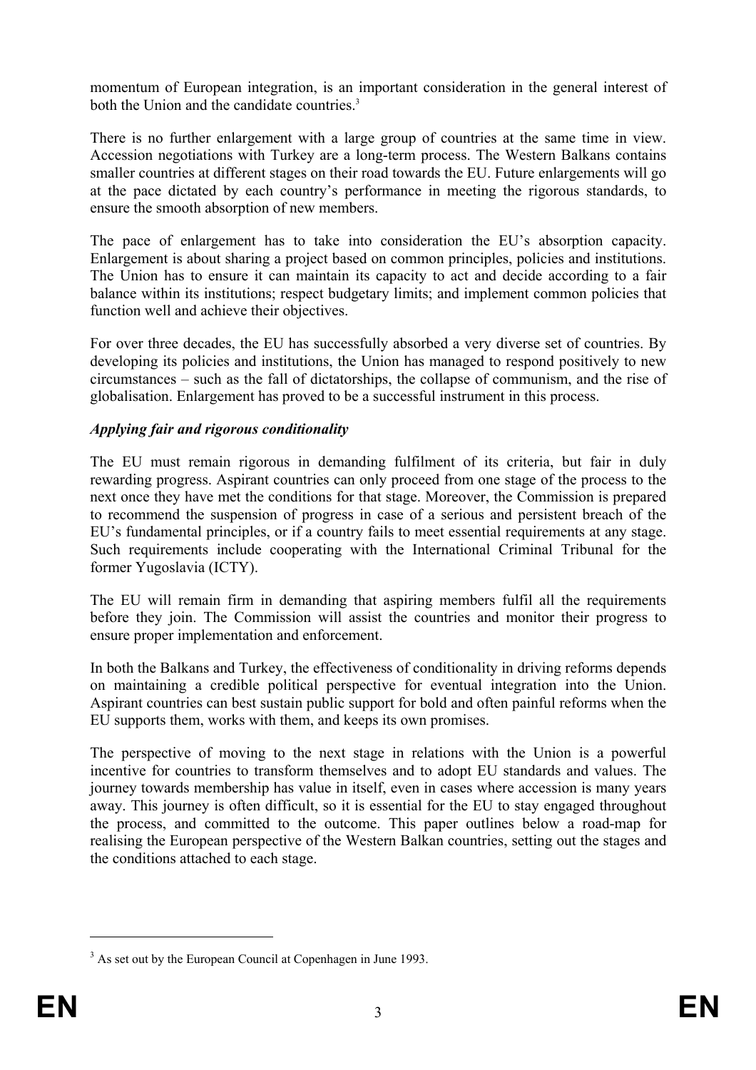momentum of European integration, is an important consideration in the general interest of both the Union and the candidate countries.[3]

There is no further enlargement with a large group of countries at the same time in view. Accession negotiations with Turkey are a long-term process. The Western Balkans contains smaller countries at different stages on their road towards the EU. Future enlargements will go at the pace dictated by each country's performance in meeting the rigorous standards, to ensure the smooth absorption of new members.

The pace of enlargement has to take into consideration the EU's absorption capacity. Enlargement is about sharing a project based on common principles, policies and institutions. The Union has to ensure it can maintain its capacity to act and decide according to a fair balance within its institutions; respect budgetary limits; and implement common policies that function well and achieve their objectives.

For over three decades, the EU has successfully absorbed a very diverse set of countries. By developing its policies and institutions, the Union has managed to respond positively to new circumstances – such as the fall of dictatorships, the collapse of communism, and the rise of globalisation. Enlargement has proved to be a successful instrument in this process.

***Applying fair and rigorous conditionality***

The EU must remain rigorous in demanding fulfilment of its criteria, but fair in duly rewarding progress. Aspirant countries can only proceed from one stage of the process to the next once they have met the conditions for that stage. Moreover, the Commission is prepared to recommend the suspension of progress in case of a serious and persistent breach of the EU's fundamental principles, or if a country fails to meet essential requirements at any stage. Such requirements include cooperating with the International Criminal Tribunal for the former Yugoslavia (ICTY).

The EU will remain firm in demanding that aspiring members fulfil all the requirements before they join. The Commission will assist the countries and monitor their progress to ensure proper implementation and enforcement.

In both the Balkans and Turkey, the effectiveness of conditionality in driving reforms depends on maintaining a credible political perspective for eventual integration into the Union. Aspirant countries can best sustain public support for bold and often painful reforms when the EU supports them, works with them, and keeps its own promises.

The perspective of moving to the next stage in relations with the Union is a powerful incentive for countries to transform themselves and to adopt EU standards and values. The journey towards membership has value in itself, even in cases where accession is many years away. This journey is often difficult, so it is essential for the EU to stay engaged throughout the process, and committed to the outcome. This paper outlines below a road-map for realising the European perspective of the Western Balkan countries, setting out the stages and the conditions attached to each stage.

[3] As set out by the European Council at Copenhagen in June 1993.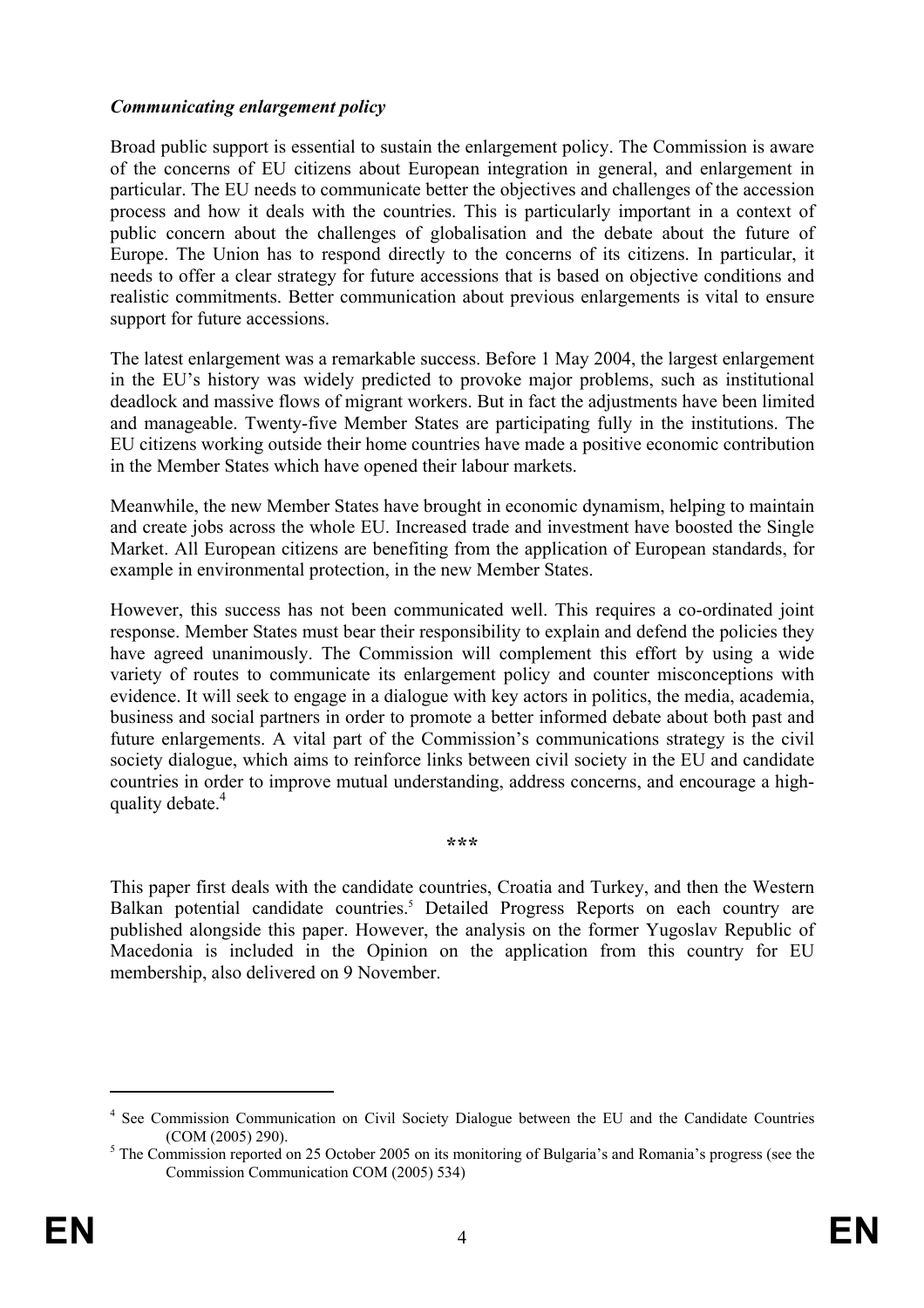***Communicating enlargement policy***

Broad public support is essential to sustain the enlargement policy. The Commission is aware of the concerns of EU citizens about European integration in general, and enlargement in particular. The EU needs to communicate better the objectives and challenges of the accession process and how it deals with the countries. This is particularly important in a context of public concern about the challenges of globalisation and the debate about the future of Europe. The Union has to respond directly to the concerns of its citizens. In particular, it needs to offer a clear strategy for future accessions that is based on objective conditions and realistic commitments. Better communication about previous enlargements is vital to ensure support for future accessions.

The latest enlargement was a remarkable success. Before 1 May 2004, the largest enlargement in the EU's history was widely predicted to provoke major problems, such as institutional deadlock and massive flows of migrant workers. But in fact the adjustments have been limited and manageable. Twenty-five Member States are participating fully in the institutions. The EU citizens working outside their home countries have made a positive economic contribution in the Member States which have opened their labour markets.

Meanwhile, the new Member States have brought in economic dynamism, helping to maintain and create jobs across the whole EU. Increased trade and investment have boosted the Single Market. All European citizens are benefiting from the application of European standards, for example in environmental protection, in the new Member States.

However, this success has not been communicated well. This requires a co-ordinated joint response. Member States must bear their responsibility to explain and defend the policies they have agreed unanimously. The Commission will complement this effort by using a wide variety of routes to communicate its enlargement policy and counter misconceptions with evidence. It will seek to engage in a dialogue with key actors in politics, the media, academia, business and social partners in order to promote a better informed debate about both past and future enlargements. A vital part of the Commission's communications strategy is the civil society dialogue, which aims to reinforce links between civil society in the EU and candidate countries in order to improve mutual understanding, address concerns, and encourage a high-quality debate.[4]

\*\*\*

This paper first deals with the candidate countries, Croatia and Turkey, and then the Western Balkan potential candidate countries.[5] Detailed Progress Reports on each country are published alongside this paper. However, the analysis on the former Yugoslav Republic of Macedonia is included in the Opinion on the application from this country for EU membership, also delivered on 9 November.

---

[4] See Commission Communication on Civil Society Dialogue between the EU and the Candidate Countries (COM (2005) 290).

[5] The Commission reported on 25 October 2005 on its monitoring of Bulgaria's and Romania's progress (see the Commission Communication COM (2005) 534)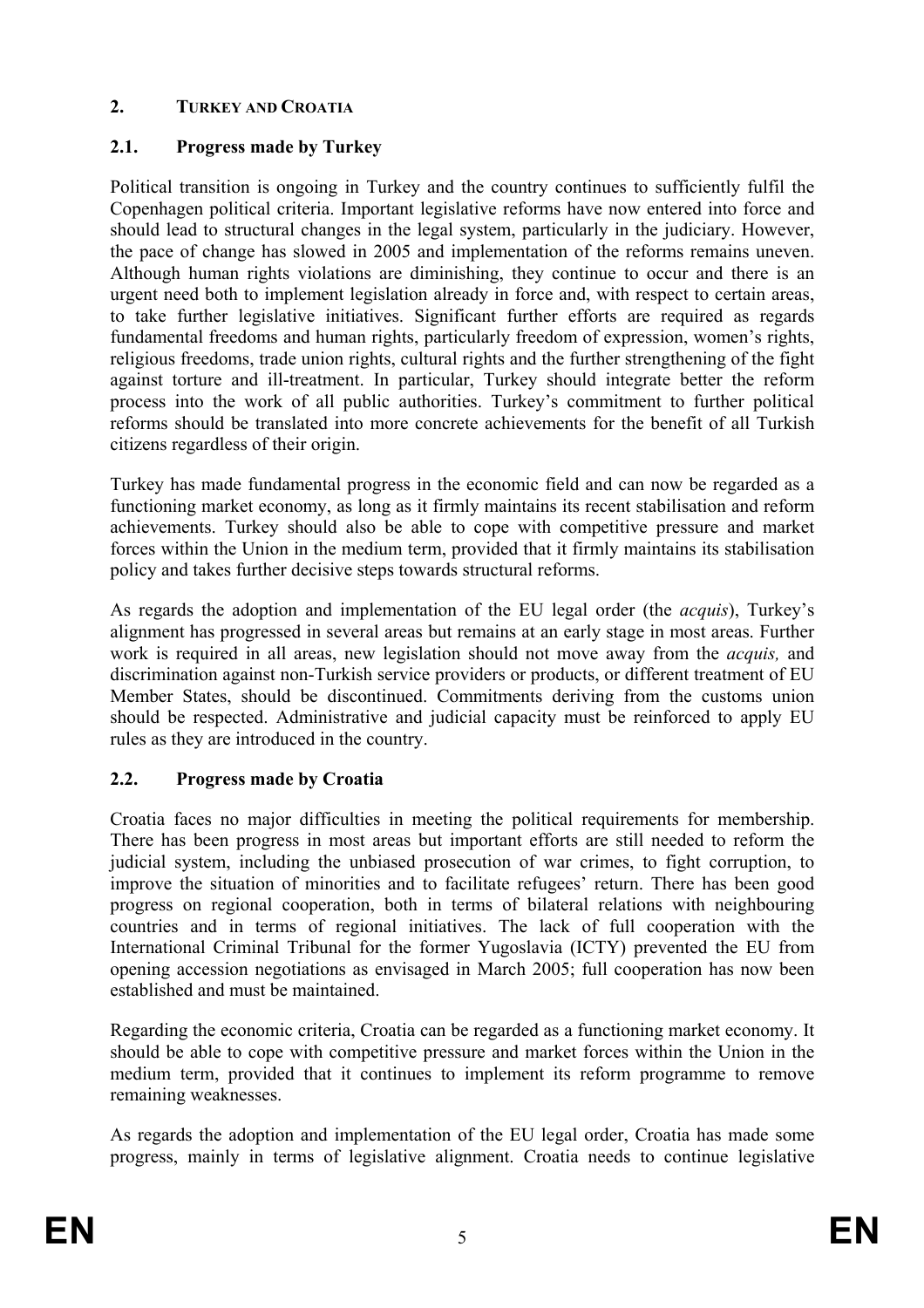## 2. TURKEY AND CROATIA

### 2.1. Progress made by Turkey

Political transition is ongoing in Turkey and the country continues to sufficiently fulfil the Copenhagen political criteria. Important legislative reforms have now entered into force and should lead to structural changes in the legal system, particularly in the judiciary. However, the pace of change has slowed in 2005 and implementation of the reforms remains uneven. Although human rights violations are diminishing, they continue to occur and there is an urgent need both to implement legislation already in force and, with respect to certain areas, to take further legislative initiatives. Significant further efforts are required as regards fundamental freedoms and human rights, particularly freedom of expression, women's rights, religious freedoms, trade union rights, cultural rights and the further strengthening of the fight against torture and ill-treatment. In particular, Turkey should integrate better the reform process into the work of all public authorities. Turkey's commitment to further political reforms should be translated into more concrete achievements for the benefit of all Turkish citizens regardless of their origin.

Turkey has made fundamental progress in the economic field and can now be regarded as a functioning market economy, as long as it firmly maintains its recent stabilisation and reform achievements. Turkey should also be able to cope with competitive pressure and market forces within the Union in the medium term, provided that it firmly maintains its stabilisation policy and takes further decisive steps towards structural reforms.

As regards the adoption and implementation of the EU legal order (the *acquis*), Turkey's alignment has progressed in several areas but remains at an early stage in most areas. Further work is required in all areas, new legislation should not move away from the *acquis,* and discrimination against non-Turkish service providers or products, or different treatment of EU Member States, should be discontinued. Commitments deriving from the customs union should be respected. Administrative and judicial capacity must be reinforced to apply EU rules as they are introduced in the country.

### 2.2. Progress made by Croatia

Croatia faces no major difficulties in meeting the political requirements for membership. There has been progress in most areas but important efforts are still needed to reform the judicial system, including the unbiased prosecution of war crimes, to fight corruption, to improve the situation of minorities and to facilitate refugees' return. There has been good progress on regional cooperation, both in terms of bilateral relations with neighbouring countries and in terms of regional initiatives. The lack of full cooperation with the International Criminal Tribunal for the former Yugoslavia (ICTY) prevented the EU from opening accession negotiations as envisaged in March 2005; full cooperation has now been established and must be maintained.

Regarding the economic criteria, Croatia can be regarded as a functioning market economy. It should be able to cope with competitive pressure and market forces within the Union in the medium term, provided that it continues to implement its reform programme to remove remaining weaknesses.

As regards the adoption and implementation of the EU legal order, Croatia has made some progress, mainly in terms of legislative alignment. Croatia needs to continue legislative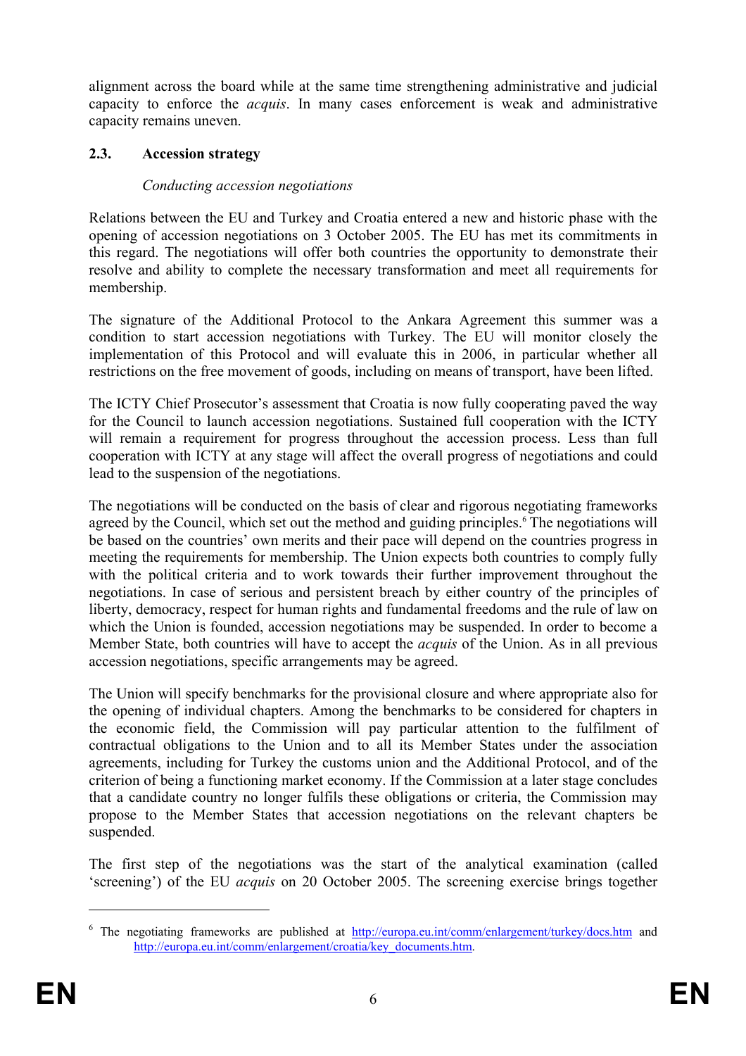alignment across the board while at the same time strengthening administrative and judicial capacity to enforce the *acquis*. In many cases enforcement is weak and administrative capacity remains uneven.

## 2.3. Accession strategy

*Conducting accession negotiations*

Relations between the EU and Turkey and Croatia entered a new and historic phase with the opening of accession negotiations on 3 October 2005. The EU has met its commitments in this regard. The negotiations will offer both countries the opportunity to demonstrate their resolve and ability to complete the necessary transformation and meet all requirements for membership.

The signature of the Additional Protocol to the Ankara Agreement this summer was a condition to start accession negotiations with Turkey. The EU will monitor closely the implementation of this Protocol and will evaluate this in 2006, in particular whether all restrictions on the free movement of goods, including on means of transport, have been lifted.

The ICTY Chief Prosecutor's assessment that Croatia is now fully cooperating paved the way for the Council to launch accession negotiations. Sustained full cooperation with the ICTY will remain a requirement for progress throughout the accession process. Less than full cooperation with ICTY at any stage will affect the overall progress of negotiations and could lead to the suspension of the negotiations.

The negotiations will be conducted on the basis of clear and rigorous negotiating frameworks agreed by the Council, which set out the method and guiding principles.[6] The negotiations will be based on the countries' own merits and their pace will depend on the countries progress in meeting the requirements for membership. The Union expects both countries to comply fully with the political criteria and to work towards their further improvement throughout the negotiations. In case of serious and persistent breach by either country of the principles of liberty, democracy, respect for human rights and fundamental freedoms and the rule of law on which the Union is founded, accession negotiations may be suspended. In order to become a Member State, both countries will have to accept the *acquis* of the Union. As in all previous accession negotiations, specific arrangements may be agreed.

The Union will specify benchmarks for the provisional closure and where appropriate also for the opening of individual chapters. Among the benchmarks to be considered for chapters in the economic field, the Commission will pay particular attention to the fulfilment of contractual obligations to the Union and to all its Member States under the association agreements, including for Turkey the customs union and the Additional Protocol, and of the criterion of being a functioning market economy. If the Commission at a later stage concludes that a candidate country no longer fulfils these obligations or criteria, the Commission may propose to the Member States that accession negotiations on the relevant chapters be suspended.

The first step of the negotiations was the start of the analytical examination (called 'screening') of the EU *acquis* on 20 October 2005. The screening exercise brings together

---

[6] The negotiating frameworks are published at http://europa.eu.int/comm/enlargement/turkey/docs.htm and http://europa.eu.int/comm/enlargement/croatia/key_documents.htm.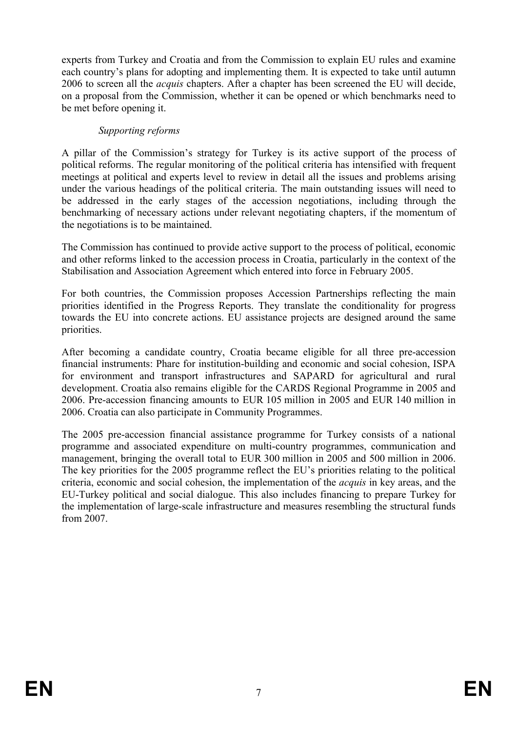experts from Turkey and Croatia and from the Commission to explain EU rules and examine each country's plans for adopting and implementing them. It is expected to take until autumn 2006 to screen all the *acquis* chapters. After a chapter has been screened the EU will decide, on a proposal from the Commission, whether it can be opened or which benchmarks need to be met before opening it.

*Supporting reforms*

A pillar of the Commission's strategy for Turkey is its active support of the process of political reforms. The regular monitoring of the political criteria has intensified with frequent meetings at political and experts level to review in detail all the issues and problems arising under the various headings of the political criteria. The main outstanding issues will need to be addressed in the early stages of the accession negotiations, including through the benchmarking of necessary actions under relevant negotiating chapters, if the momentum of the negotiations is to be maintained.

The Commission has continued to provide active support to the process of political, economic and other reforms linked to the accession process in Croatia, particularly in the context of the Stabilisation and Association Agreement which entered into force in February 2005.

For both countries, the Commission proposes Accession Partnerships reflecting the main priorities identified in the Progress Reports. They translate the conditionality for progress towards the EU into concrete actions. EU assistance projects are designed around the same priorities.

After becoming a candidate country, Croatia became eligible for all three pre-accession financial instruments: Phare for institution-building and economic and social cohesion, ISPA for environment and transport infrastructures and SAPARD for agricultural and rural development. Croatia also remains eligible for the CARDS Regional Programme in 2005 and 2006. Pre-accession financing amounts to EUR 105 million in 2005 and EUR 140 million in 2006. Croatia can also participate in Community Programmes.

The 2005 pre-accession financial assistance programme for Turkey consists of a national programme and associated expenditure on multi-country programmes, communication and management, bringing the overall total to EUR 300 million in 2005 and 500 million in 2006. The key priorities for the 2005 programme reflect the EU's priorities relating to the political criteria, economic and social cohesion, the implementation of the *acquis* in key areas, and the EU-Turkey political and social dialogue. This also includes financing to prepare Turkey for the implementation of large-scale infrastructure and measures resembling the structural funds from 2007.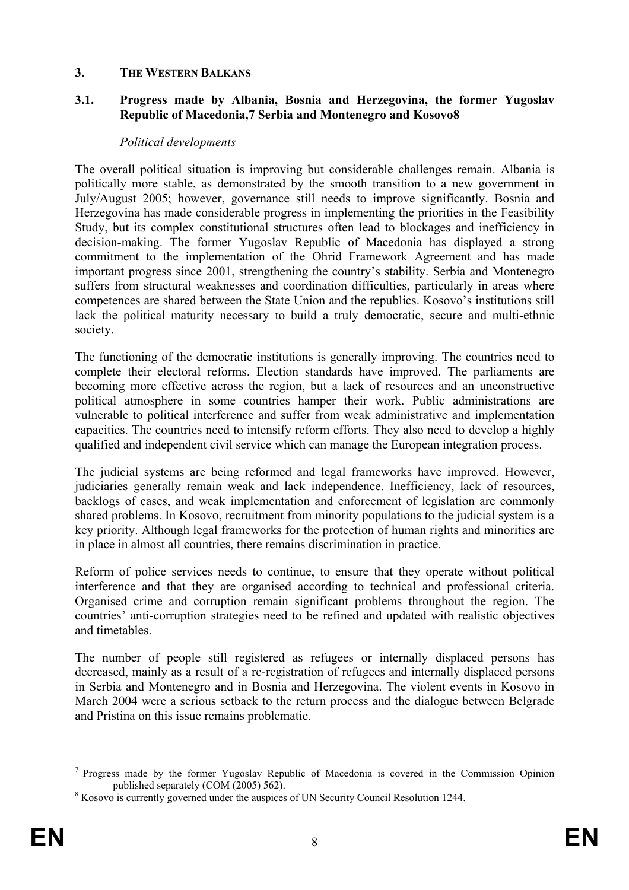## 3. THE WESTERN BALKANS

### 3.1. Progress made by Albania, Bosnia and Herzegovina, the former Yugoslav Republic of Macedonia,[7] Serbia and Montenegro and Kosovo[8]

*Political developments*

The overall political situation is improving but considerable challenges remain. Albania is politically more stable, as demonstrated by the smooth transition to a new government in July/August 2005; however, governance still needs to improve significantly. Bosnia and Herzegovina has made considerable progress in implementing the priorities in the Feasibility Study, but its complex constitutional structures often lead to blockages and inefficiency in decision-making. The former Yugoslav Republic of Macedonia has displayed a strong commitment to the implementation of the Ohrid Framework Agreement and has made important progress since 2001, strengthening the country's stability. Serbia and Montenegro suffers from structural weaknesses and coordination difficulties, particularly in areas where competences are shared between the State Union and the republics. Kosovo's institutions still lack the political maturity necessary to build a truly democratic, secure and multi-ethnic society.

The functioning of the democratic institutions is generally improving. The countries need to complete their electoral reforms. Election standards have improved. The parliaments are becoming more effective across the region, but a lack of resources and an unconstructive political atmosphere in some countries hamper their work. Public administrations are vulnerable to political interference and suffer from weak administrative and implementation capacities. The countries need to intensify reform efforts. They also need to develop a highly qualified and independent civil service which can manage the European integration process.

The judicial systems are being reformed and legal frameworks have improved. However, judiciaries generally remain weak and lack independence. Inefficiency, lack of resources, backlogs of cases, and weak implementation and enforcement of legislation are commonly shared problems. In Kosovo, recruitment from minority populations to the judicial system is a key priority. Although legal frameworks for the protection of human rights and minorities are in place in almost all countries, there remains discrimination in practice.

Reform of police services needs to continue, to ensure that they operate without political interference and that they are organised according to technical and professional criteria. Organised crime and corruption remain significant problems throughout the region. The countries' anti-corruption strategies need to be refined and updated with realistic objectives and timetables.

The number of people still registered as refugees or internally displaced persons has decreased, mainly as a result of a re-registration of refugees and internally displaced persons in Serbia and Montenegro and in Bosnia and Herzegovina. The violent events in Kosovo in March 2004 were a serious setback to the return process and the dialogue between Belgrade and Pristina on this issue remains problematic.

---

[7] Progress made by the former Yugoslav Republic of Macedonia is covered in the Commission Opinion published separately (COM (2005) 562).

[8] Kosovo is currently governed under the auspices of UN Security Council Resolution 1244.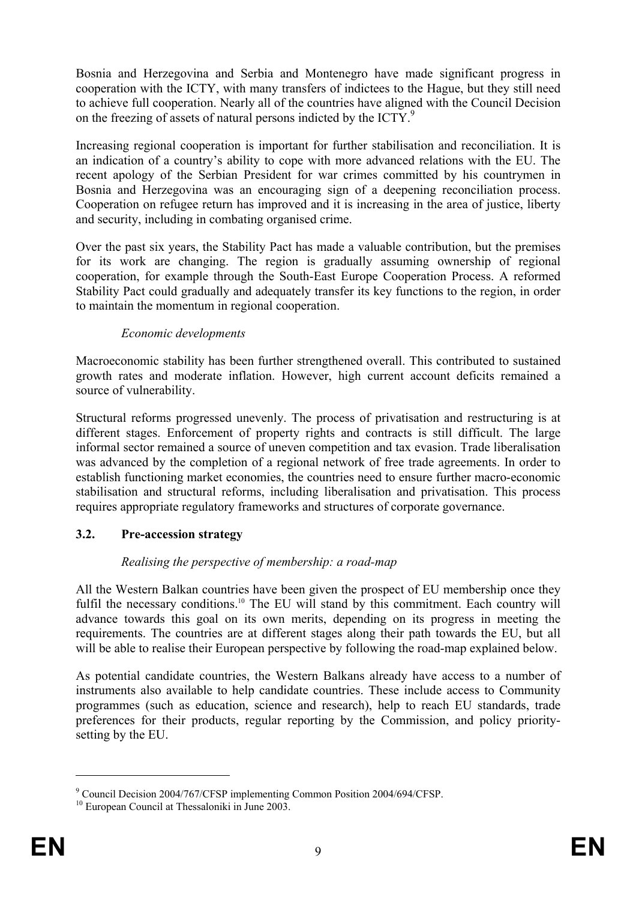Bosnia and Herzegovina and Serbia and Montenegro have made significant progress in cooperation with the ICTY, with many transfers of indictees to the Hague, but they still need to achieve full cooperation. Nearly all of the countries have aligned with the Council Decision on the freezing of assets of natural persons indicted by the ICTY.[9]

Increasing regional cooperation is important for further stabilisation and reconciliation. It is an indication of a country's ability to cope with more advanced relations with the EU. The recent apology of the Serbian President for war crimes committed by his countrymen in Bosnia and Herzegovina was an encouraging sign of a deepening reconciliation process. Cooperation on refugee return has improved and it is increasing in the area of justice, liberty and security, including in combating organised crime.

Over the past six years, the Stability Pact has made a valuable contribution, but the premises for its work are changing. The region is gradually assuming ownership of regional cooperation, for example through the South-East Europe Cooperation Process. A reformed Stability Pact could gradually and adequately transfer its key functions to the region, in order to maintain the momentum in regional cooperation.

*Economic developments*

Macroeconomic stability has been further strengthened overall. This contributed to sustained growth rates and moderate inflation. However, high current account deficits remained a source of vulnerability.

Structural reforms progressed unevenly. The process of privatisation and restructuring is at different stages. Enforcement of property rights and contracts is still difficult. The large informal sector remained a source of uneven competition and tax evasion. Trade liberalisation was advanced by the completion of a regional network of free trade agreements. In order to establish functioning market economies, the countries need to ensure further macro-economic stabilisation and structural reforms, including liberalisation and privatisation. This process requires appropriate regulatory frameworks and structures of corporate governance.

### 3.2. Pre-accession strategy

*Realising the perspective of membership: a road-map*

All the Western Balkan countries have been given the prospect of EU membership once they fulfil the necessary conditions.[10] The EU will stand by this commitment. Each country will advance towards this goal on its own merits, depending on its progress in meeting the requirements. The countries are at different stages along their path towards the EU, but all will be able to realise their European perspective by following the road-map explained below.

As potential candidate countries, the Western Balkans already have access to a number of instruments also available to help candidate countries. These include access to Community programmes (such as education, science and research), help to reach EU standards, trade preferences for their products, regular reporting by the Commission, and policy priority-setting by the EU.

---

[9] Council Decision 2004/767/CFSP implementing Common Position 2004/694/CFSP.

[10] European Council at Thessaloniki in June 2003.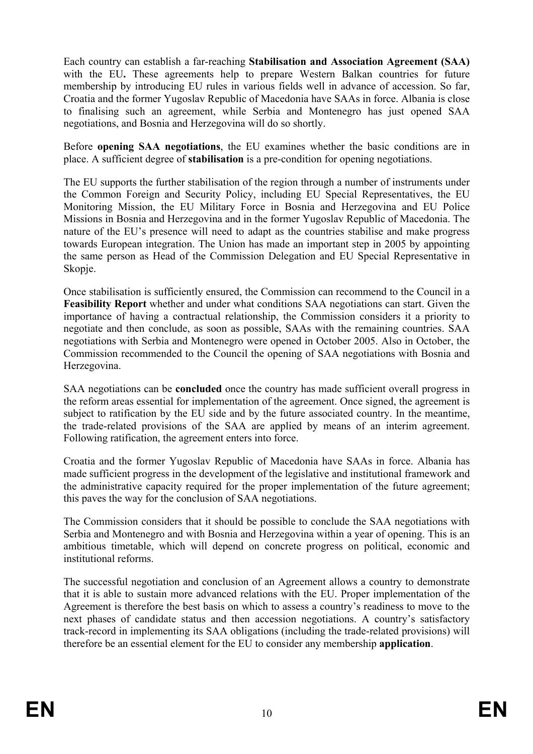Each country can establish a far-reaching **Stabilisation and Association Agreement (SAA)** with the EU**.** These agreements help to prepare Western Balkan countries for future membership by introducing EU rules in various fields well in advance of accession. So far, Croatia and the former Yugoslav Republic of Macedonia have SAAs in force. Albania is close to finalising such an agreement, while Serbia and Montenegro has just opened SAA negotiations, and Bosnia and Herzegovina will do so shortly.

Before **opening SAA negotiations**, the EU examines whether the basic conditions are in place. A sufficient degree of **stabilisation** is a pre-condition for opening negotiations.

The EU supports the further stabilisation of the region through a number of instruments under the Common Foreign and Security Policy, including EU Special Representatives, the EU Monitoring Mission, the EU Military Force in Bosnia and Herzegovina and EU Police Missions in Bosnia and Herzegovina and in the former Yugoslav Republic of Macedonia. The nature of the EU's presence will need to adapt as the countries stabilise and make progress towards European integration. The Union has made an important step in 2005 by appointing the same person as Head of the Commission Delegation and EU Special Representative in Skopje.

Once stabilisation is sufficiently ensured, the Commission can recommend to the Council in a **Feasibility Report** whether and under what conditions SAA negotiations can start. Given the importance of having a contractual relationship, the Commission considers it a priority to negotiate and then conclude, as soon as possible, SAAs with the remaining countries. SAA negotiations with Serbia and Montenegro were opened in October 2005. Also in October, the Commission recommended to the Council the opening of SAA negotiations with Bosnia and Herzegovina.

SAA negotiations can be **concluded** once the country has made sufficient overall progress in the reform areas essential for implementation of the agreement. Once signed, the agreement is subject to ratification by the EU side and by the future associated country. In the meantime, the trade-related provisions of the SAA are applied by means of an interim agreement. Following ratification, the agreement enters into force.

Croatia and the former Yugoslav Republic of Macedonia have SAAs in force. Albania has made sufficient progress in the development of the legislative and institutional framework and the administrative capacity required for the proper implementation of the future agreement; this paves the way for the conclusion of SAA negotiations.

The Commission considers that it should be possible to conclude the SAA negotiations with Serbia and Montenegro and with Bosnia and Herzegovina within a year of opening. This is an ambitious timetable, which will depend on concrete progress on political, economic and institutional reforms.

The successful negotiation and conclusion of an Agreement allows a country to demonstrate that it is able to sustain more advanced relations with the EU. Proper implementation of the Agreement is therefore the best basis on which to assess a country's readiness to move to the next phases of candidate status and then accession negotiations. A country's satisfactory track-record in implementing its SAA obligations (including the trade-related provisions) will therefore be an essential element for the EU to consider any membership **application**.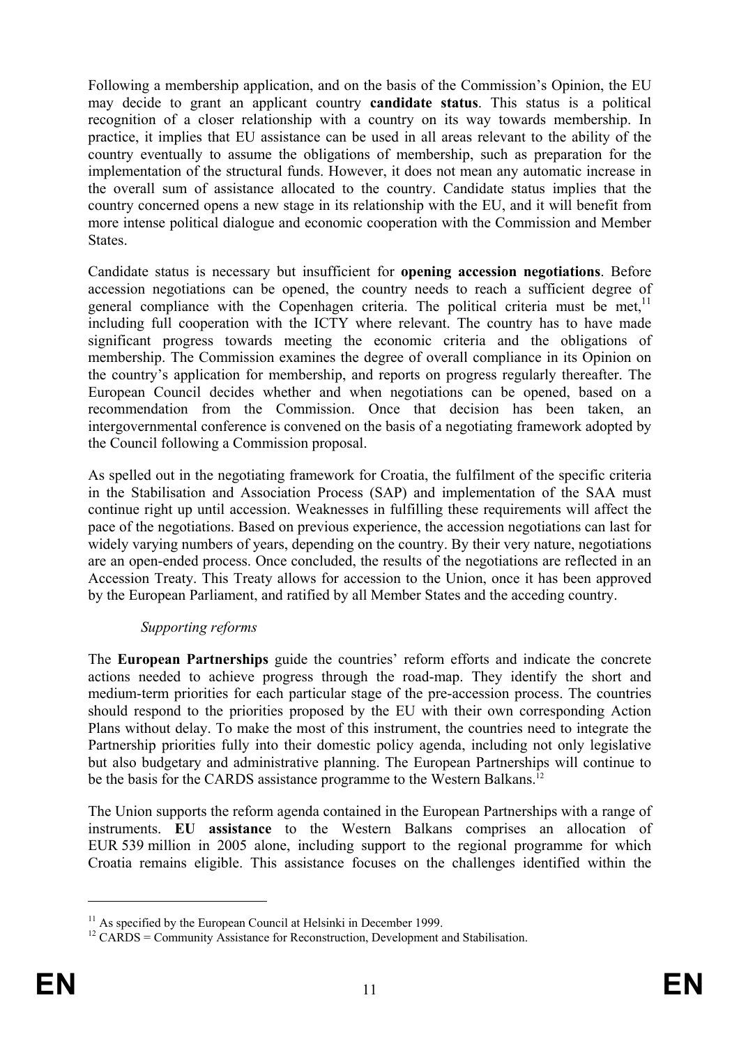Following a membership application, and on the basis of the Commission's Opinion, the EU may decide to grant an applicant country **candidate status**. This status is a political recognition of a closer relationship with a country on its way towards membership. In practice, it implies that EU assistance can be used in all areas relevant to the ability of the country eventually to assume the obligations of membership, such as preparation for the implementation of the structural funds. However, it does not mean any automatic increase in the overall sum of assistance allocated to the country. Candidate status implies that the country concerned opens a new stage in its relationship with the EU, and it will benefit from more intense political dialogue and economic cooperation with the Commission and Member States.

Candidate status is necessary but insufficient for **opening accession negotiations**. Before accession negotiations can be opened, the country needs to reach a sufficient degree of general compliance with the Copenhagen criteria. The political criteria must be met,[11] including full cooperation with the ICTY where relevant. The country has to have made significant progress towards meeting the economic criteria and the obligations of membership. The Commission examines the degree of overall compliance in its Opinion on the country's application for membership, and reports on progress regularly thereafter. The European Council decides whether and when negotiations can be opened, based on a recommendation from the Commission. Once that decision has been taken, an intergovernmental conference is convened on the basis of a negotiating framework adopted by the Council following a Commission proposal.

As spelled out in the negotiating framework for Croatia, the fulfilment of the specific criteria in the Stabilisation and Association Process (SAP) and implementation of the SAA must continue right up until accession. Weaknesses in fulfilling these requirements will affect the pace of the negotiations. Based on previous experience, the accession negotiations can last for widely varying numbers of years, depending on the country. By their very nature, negotiations are an open-ended process. Once concluded, the results of the negotiations are reflected in an Accession Treaty. This Treaty allows for accession to the Union, once it has been approved by the European Parliament, and ratified by all Member States and the acceding country.

*Supporting reforms*

The **European Partnerships** guide the countries' reform efforts and indicate the concrete actions needed to achieve progress through the road-map. They identify the short and medium-term priorities for each particular stage of the pre-accession process. The countries should respond to the priorities proposed by the EU with their own corresponding Action Plans without delay. To make the most of this instrument, the countries need to integrate the Partnership priorities fully into their domestic policy agenda, including not only legislative but also budgetary and administrative planning. The European Partnerships will continue to be the basis for the CARDS assistance programme to the Western Balkans.[12]

The Union supports the reform agenda contained in the European Partnerships with a range of instruments. **EU assistance** to the Western Balkans comprises an allocation of EUR 539 million in 2005 alone, including support to the regional programme for which Croatia remains eligible. This assistance focuses on the challenges identified within the

---

[11] As specified by the European Council at Helsinki in December 1999.

[12] CARDS = Community Assistance for Reconstruction, Development and Stabilisation.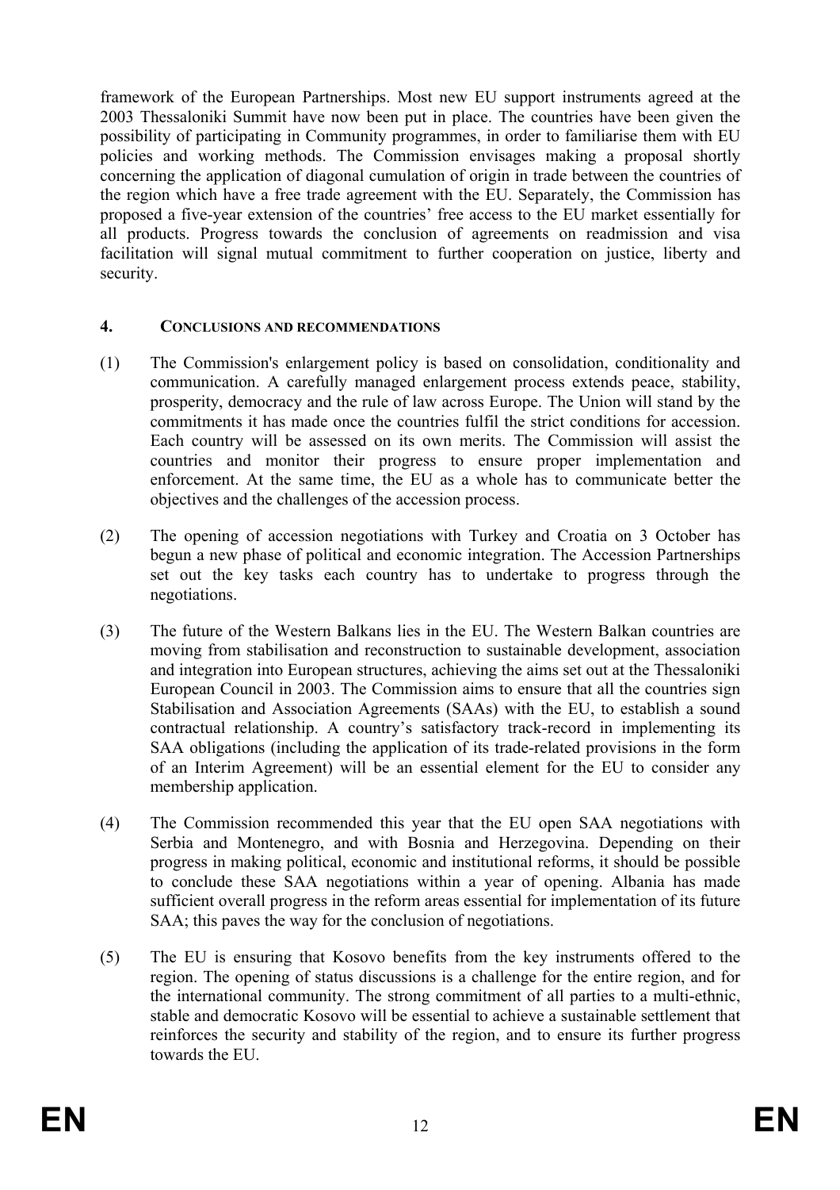framework of the European Partnerships. Most new EU support instruments agreed at the 2003 Thessaloniki Summit have now been put in place. The countries have been given the possibility of participating in Community programmes, in order to familiarise them with EU policies and working methods. The Commission envisages making a proposal shortly concerning the application of diagonal cumulation of origin in trade between the countries of the region which have a free trade agreement with the EU. Separately, the Commission has proposed a five-year extension of the countries' free access to the EU market essentially for all products. Progress towards the conclusion of agreements on readmission and visa facilitation will signal mutual commitment to further cooperation on justice, liberty and security.

## 4. CONCLUSIONS AND RECOMMENDATIONS

(1) The Commission's enlargement policy is based on consolidation, conditionality and communication. A carefully managed enlargement process extends peace, stability, prosperity, democracy and the rule of law across Europe. The Union will stand by the commitments it has made once the countries fulfil the strict conditions for accession. Each country will be assessed on its own merits. The Commission will assist the countries and monitor their progress to ensure proper implementation and enforcement. At the same time, the EU as a whole has to communicate better the objectives and the challenges of the accession process.

(2) The opening of accession negotiations with Turkey and Croatia on 3 October has begun a new phase of political and economic integration. The Accession Partnerships set out the key tasks each country has to undertake to progress through the negotiations.

(3) The future of the Western Balkans lies in the EU. The Western Balkan countries are moving from stabilisation and reconstruction to sustainable development, association and integration into European structures, achieving the aims set out at the Thessaloniki European Council in 2003. The Commission aims to ensure that all the countries sign Stabilisation and Association Agreements (SAAs) with the EU, to establish a sound contractual relationship. A country's satisfactory track-record in implementing its SAA obligations (including the application of its trade-related provisions in the form of an Interim Agreement) will be an essential element for the EU to consider any membership application.

(4) The Commission recommended this year that the EU open SAA negotiations with Serbia and Montenegro, and with Bosnia and Herzegovina. Depending on their progress in making political, economic and institutional reforms, it should be possible to conclude these SAA negotiations within a year of opening. Albania has made sufficient overall progress in the reform areas essential for implementation of its future SAA; this paves the way for the conclusion of negotiations.

(5) The EU is ensuring that Kosovo benefits from the key instruments offered to the region. The opening of status discussions is a challenge for the entire region, and for the international community. The strong commitment of all parties to a multi-ethnic, stable and democratic Kosovo will be essential to achieve a sustainable settlement that reinforces the security and stability of the region, and to ensure its further progress towards the EU.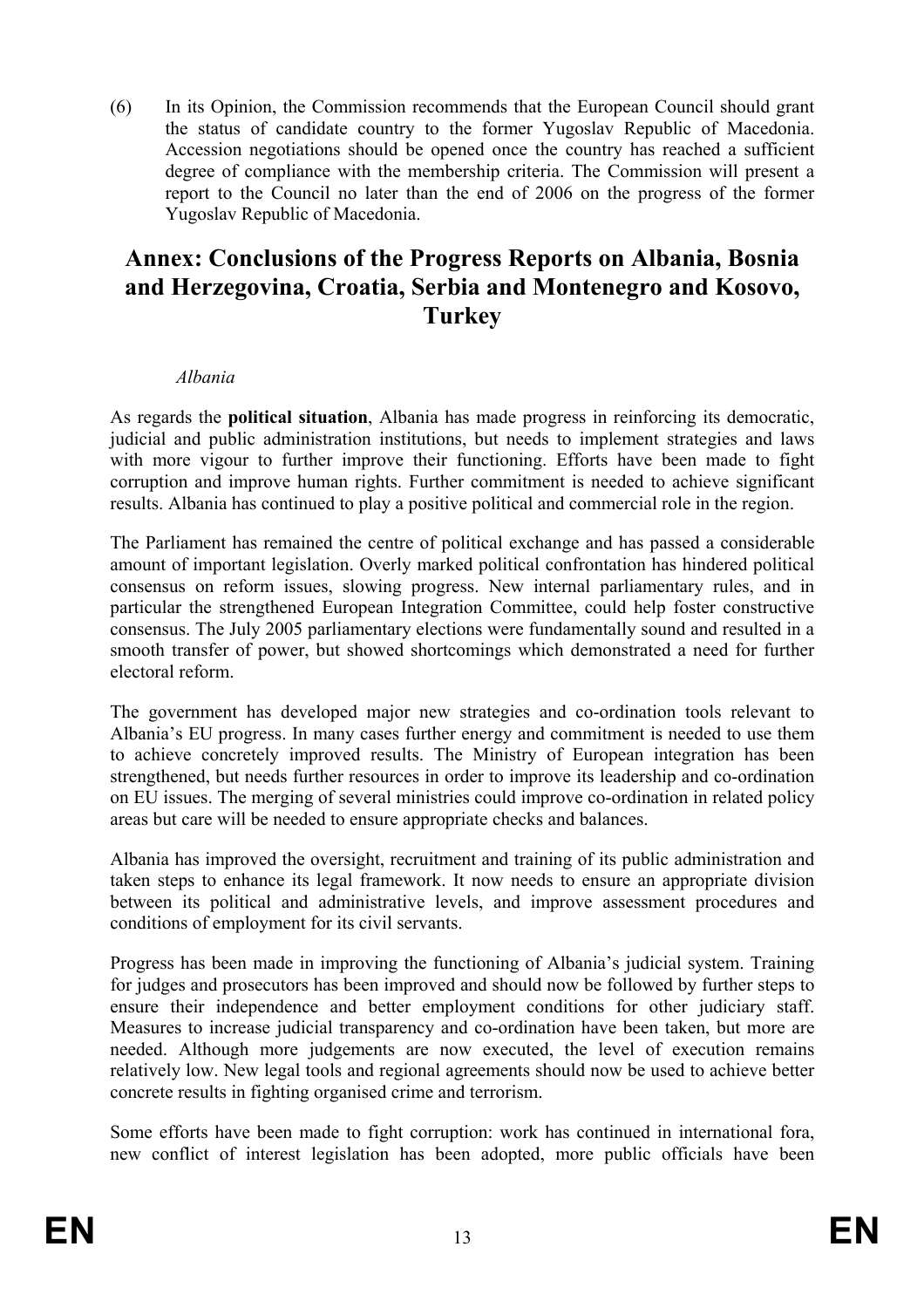(6) In its Opinion, the Commission recommends that the European Council should grant the status of candidate country to the former Yugoslav Republic of Macedonia. Accession negotiations should be opened once the country has reached a sufficient degree of compliance with the membership criteria. The Commission will present a report to the Council no later than the end of 2006 on the progress of the former Yugoslav Republic of Macedonia.

# Annex: Conclusions of the Progress Reports on Albania, Bosnia and Herzegovina, Croatia, Serbia and Montenegro and Kosovo, Turkey

*Albania*

As regards the **political situation**, Albania has made progress in reinforcing its democratic, judicial and public administration institutions, but needs to implement strategies and laws with more vigour to further improve their functioning. Efforts have been made to fight corruption and improve human rights. Further commitment is needed to achieve significant results. Albania has continued to play a positive political and commercial role in the region.

The Parliament has remained the centre of political exchange and has passed a considerable amount of important legislation. Overly marked political confrontation has hindered political consensus on reform issues, slowing progress. New internal parliamentary rules, and in particular the strengthened European Integration Committee, could help foster constructive consensus. The July 2005 parliamentary elections were fundamentally sound and resulted in a smooth transfer of power, but showed shortcomings which demonstrated a need for further electoral reform.

The government has developed major new strategies and co-ordination tools relevant to Albania's EU progress. In many cases further energy and commitment is needed to use them to achieve concretely improved results. The Ministry of European integration has been strengthened, but needs further resources in order to improve its leadership and co-ordination on EU issues. The merging of several ministries could improve co-ordination in related policy areas but care will be needed to ensure appropriate checks and balances.

Albania has improved the oversight, recruitment and training of its public administration and taken steps to enhance its legal framework. It now needs to ensure an appropriate division between its political and administrative levels, and improve assessment procedures and conditions of employment for its civil servants.

Progress has been made in improving the functioning of Albania's judicial system. Training for judges and prosecutors has been improved and should now be followed by further steps to ensure their independence and better employment conditions for other judiciary staff. Measures to increase judicial transparency and co-ordination have been taken, but more are needed. Although more judgements are now executed, the level of execution remains relatively low. New legal tools and regional agreements should now be used to achieve better concrete results in fighting organised crime and terrorism.

Some efforts have been made to fight corruption: work has continued in international fora, new conflict of interest legislation has been adopted, more public officials have been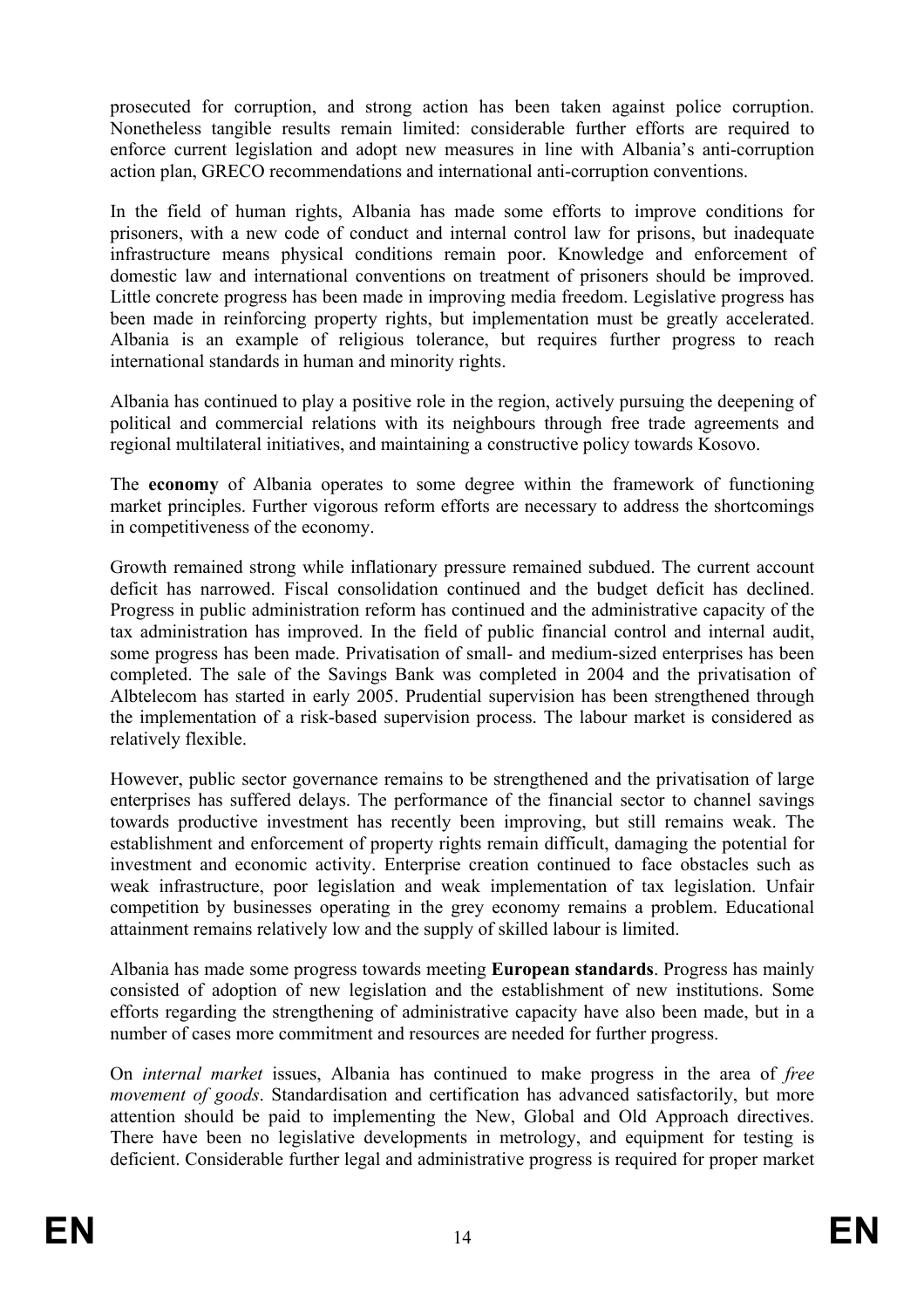prosecuted for corruption, and strong action has been taken against police corruption. Nonetheless tangible results remain limited: considerable further efforts are required to enforce current legislation and adopt new measures in line with Albania's anti-corruption action plan, GRECO recommendations and international anti-corruption conventions.

In the field of human rights, Albania has made some efforts to improve conditions for prisoners, with a new code of conduct and internal control law for prisons, but inadequate infrastructure means physical conditions remain poor. Knowledge and enforcement of domestic law and international conventions on treatment of prisoners should be improved. Little concrete progress has been made in improving media freedom. Legislative progress has been made in reinforcing property rights, but implementation must be greatly accelerated. Albania is an example of religious tolerance, but requires further progress to reach international standards in human and minority rights.

Albania has continued to play a positive role in the region, actively pursuing the deepening of political and commercial relations with its neighbours through free trade agreements and regional multilateral initiatives, and maintaining a constructive policy towards Kosovo.

The **economy** of Albania operates to some degree within the framework of functioning market principles. Further vigorous reform efforts are necessary to address the shortcomings in competitiveness of the economy.

Growth remained strong while inflationary pressure remained subdued. The current account deficit has narrowed. Fiscal consolidation continued and the budget deficit has declined. Progress in public administration reform has continued and the administrative capacity of the tax administration has improved. In the field of public financial control and internal audit, some progress has been made. Privatisation of small- and medium-sized enterprises has been completed. The sale of the Savings Bank was completed in 2004 and the privatisation of Albtelecom has started in early 2005. Prudential supervision has been strengthened through the implementation of a risk-based supervision process. The labour market is considered as relatively flexible.

However, public sector governance remains to be strengthened and the privatisation of large enterprises has suffered delays. The performance of the financial sector to channel savings towards productive investment has recently been improving, but still remains weak. The establishment and enforcement of property rights remain difficult, damaging the potential for investment and economic activity. Enterprise creation continued to face obstacles such as weak infrastructure, poor legislation and weak implementation of tax legislation. Unfair competition by businesses operating in the grey economy remains a problem. Educational attainment remains relatively low and the supply of skilled labour is limited.

Albania has made some progress towards meeting **European standards**. Progress has mainly consisted of adoption of new legislation and the establishment of new institutions. Some efforts regarding the strengthening of administrative capacity have also been made, but in a number of cases more commitment and resources are needed for further progress.

On *internal market* issues, Albania has continued to make progress in the area of *free movement of goods*. Standardisation and certification has advanced satisfactorily, but more attention should be paid to implementing the New, Global and Old Approach directives. There have been no legislative developments in metrology, and equipment for testing is deficient. Considerable further legal and administrative progress is required for proper market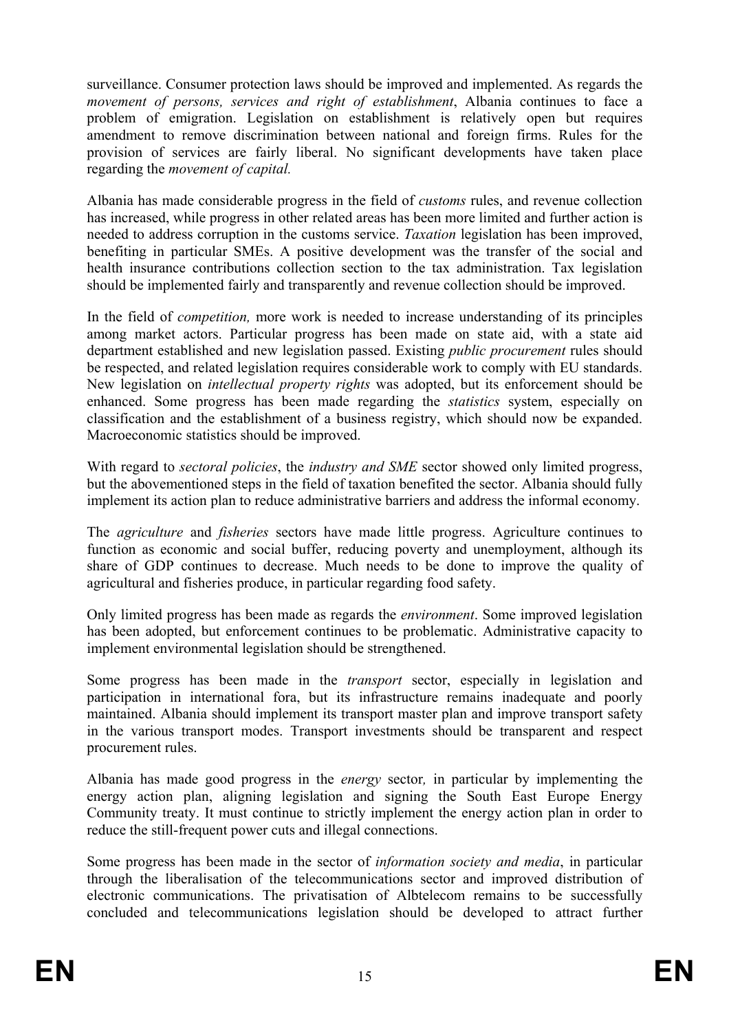surveillance. Consumer protection laws should be improved and implemented. As regards the *movement of persons, services and right of establishment*, Albania continues to face a problem of emigration. Legislation on establishment is relatively open but requires amendment to remove discrimination between national and foreign firms. Rules for the provision of services are fairly liberal. No significant developments have taken place regarding the *movement of capital.*

Albania has made considerable progress in the field of *customs* rules, and revenue collection has increased, while progress in other related areas has been more limited and further action is needed to address corruption in the customs service. *Taxation* legislation has been improved, benefiting in particular SMEs. A positive development was the transfer of the social and health insurance contributions collection section to the tax administration. Tax legislation should be implemented fairly and transparently and revenue collection should be improved.

In the field of *competition,* more work is needed to increase understanding of its principles among market actors. Particular progress has been made on state aid, with a state aid department established and new legislation passed. Existing *public procurement* rules should be respected, and related legislation requires considerable work to comply with EU standards. New legislation on *intellectual property rights* was adopted, but its enforcement should be enhanced. Some progress has been made regarding the *statistics* system, especially on classification and the establishment of a business registry, which should now be expanded. Macroeconomic statistics should be improved.

With regard to *sectoral policies*, the *industry and SME* sector showed only limited progress, but the abovementioned steps in the field of taxation benefited the sector. Albania should fully implement its action plan to reduce administrative barriers and address the informal economy.

The *agriculture* and *fisheries* sectors have made little progress. Agriculture continues to function as economic and social buffer, reducing poverty and unemployment, although its share of GDP continues to decrease. Much needs to be done to improve the quality of agricultural and fisheries produce, in particular regarding food safety.

Only limited progress has been made as regards the *environment*. Some improved legislation has been adopted, but enforcement continues to be problematic. Administrative capacity to implement environmental legislation should be strengthened.

Some progress has been made in the *transport* sector, especially in legislation and participation in international fora, but its infrastructure remains inadequate and poorly maintained. Albania should implement its transport master plan and improve transport safety in the various transport modes. Transport investments should be transparent and respect procurement rules.

Albania has made good progress in the *energy* sector*,* in particular by implementing the energy action plan, aligning legislation and signing the South East Europe Energy Community treaty. It must continue to strictly implement the energy action plan in order to reduce the still-frequent power cuts and illegal connections.

Some progress has been made in the sector of *information society and media*, in particular through the liberalisation of the telecommunications sector and improved distribution of electronic communications. The privatisation of Albtelecom remains to be successfully concluded and telecommunications legislation should be developed to attract further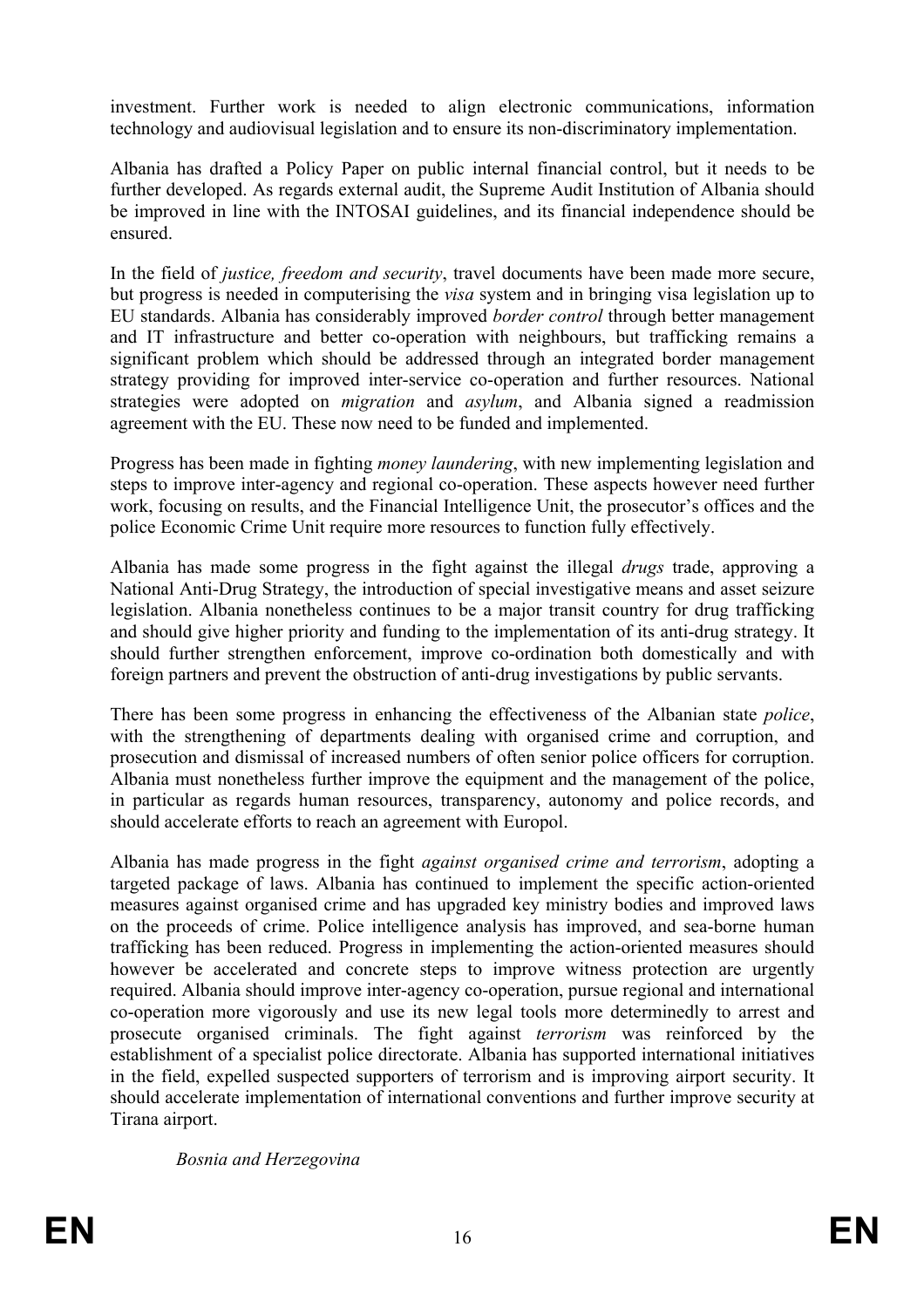investment. Further work is needed to align electronic communications, information technology and audiovisual legislation and to ensure its non-discriminatory implementation.

Albania has drafted a Policy Paper on public internal financial control, but it needs to be further developed. As regards external audit, the Supreme Audit Institution of Albania should be improved in line with the INTOSAI guidelines, and its financial independence should be ensured.

In the field of *justice, freedom and security*, travel documents have been made more secure, but progress is needed in computerising the *visa* system and in bringing visa legislation up to EU standards. Albania has considerably improved *border control* through better management and IT infrastructure and better co-operation with neighbours, but trafficking remains a significant problem which should be addressed through an integrated border management strategy providing for improved inter-service co-operation and further resources. National strategies were adopted on *migration* and *asylum*, and Albania signed a readmission agreement with the EU. These now need to be funded and implemented.

Progress has been made in fighting *money laundering*, with new implementing legislation and steps to improve inter-agency and regional co-operation. These aspects however need further work, focusing on results, and the Financial Intelligence Unit, the prosecutor's offices and the police Economic Crime Unit require more resources to function fully effectively.

Albania has made some progress in the fight against the illegal *drugs* trade, approving a National Anti-Drug Strategy, the introduction of special investigative means and asset seizure legislation. Albania nonetheless continues to be a major transit country for drug trafficking and should give higher priority and funding to the implementation of its anti-drug strategy. It should further strengthen enforcement, improve co-ordination both domestically and with foreign partners and prevent the obstruction of anti-drug investigations by public servants.

There has been some progress in enhancing the effectiveness of the Albanian state *police*, with the strengthening of departments dealing with organised crime and corruption, and prosecution and dismissal of increased numbers of often senior police officers for corruption. Albania must nonetheless further improve the equipment and the management of the police, in particular as regards human resources, transparency, autonomy and police records, and should accelerate efforts to reach an agreement with Europol.

Albania has made progress in the fight *against organised crime and terrorism*, adopting a targeted package of laws. Albania has continued to implement the specific action-oriented measures against organised crime and has upgraded key ministry bodies and improved laws on the proceeds of crime. Police intelligence analysis has improved, and sea-borne human trafficking has been reduced. Progress in implementing the action-oriented measures should however be accelerated and concrete steps to improve witness protection are urgently required. Albania should improve inter-agency co-operation, pursue regional and international co-operation more vigorously and use its new legal tools more determinedly to arrest and prosecute organised criminals. The fight against *terrorism* was reinforced by the establishment of a specialist police directorate. Albania has supported international initiatives in the field, expelled suspected supporters of terrorism and is improving airport security. It should accelerate implementation of international conventions and further improve security at Tirana airport.

*Bosnia and Herzegovina*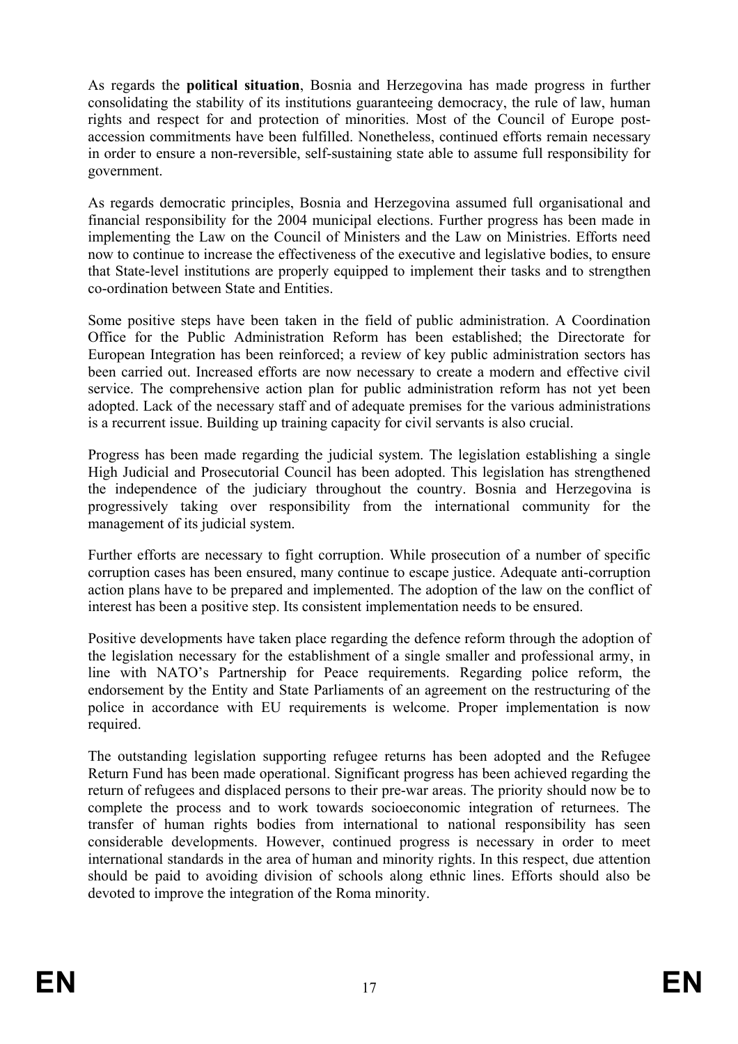As regards the **political situation**, Bosnia and Herzegovina has made progress in further consolidating the stability of its institutions guaranteeing democracy, the rule of law, human rights and respect for and protection of minorities. Most of the Council of Europe post-accession commitments have been fulfilled. Nonetheless, continued efforts remain necessary in order to ensure a non-reversible, self-sustaining state able to assume full responsibility for government.

As regards democratic principles, Bosnia and Herzegovina assumed full organisational and financial responsibility for the 2004 municipal elections. Further progress has been made in implementing the Law on the Council of Ministers and the Law on Ministries. Efforts need now to continue to increase the effectiveness of the executive and legislative bodies, to ensure that State-level institutions are properly equipped to implement their tasks and to strengthen co-ordination between State and Entities.

Some positive steps have been taken in the field of public administration. A Coordination Office for the Public Administration Reform has been established; the Directorate for European Integration has been reinforced; a review of key public administration sectors has been carried out. Increased efforts are now necessary to create a modern and effective civil service. The comprehensive action plan for public administration reform has not yet been adopted. Lack of the necessary staff and of adequate premises for the various administrations is a recurrent issue. Building up training capacity for civil servants is also crucial.

Progress has been made regarding the judicial system. The legislation establishing a single High Judicial and Prosecutorial Council has been adopted. This legislation has strengthened the independence of the judiciary throughout the country. Bosnia and Herzegovina is progressively taking over responsibility from the international community for the management of its judicial system.

Further efforts are necessary to fight corruption. While prosecution of a number of specific corruption cases has been ensured, many continue to escape justice. Adequate anti-corruption action plans have to be prepared and implemented. The adoption of the law on the conflict of interest has been a positive step. Its consistent implementation needs to be ensured.

Positive developments have taken place regarding the defence reform through the adoption of the legislation necessary for the establishment of a single smaller and professional army, in line with NATO's Partnership for Peace requirements. Regarding police reform, the endorsement by the Entity and State Parliaments of an agreement on the restructuring of the police in accordance with EU requirements is welcome. Proper implementation is now required.

The outstanding legislation supporting refugee returns has been adopted and the Refugee Return Fund has been made operational. Significant progress has been achieved regarding the return of refugees and displaced persons to their pre-war areas. The priority should now be to complete the process and to work towards socioeconomic integration of returnees. The transfer of human rights bodies from international to national responsibility has seen considerable developments. However, continued progress is necessary in order to meet international standards in the area of human and minority rights. In this respect, due attention should be paid to avoiding division of schools along ethnic lines. Efforts should also be devoted to improve the integration of the Roma minority.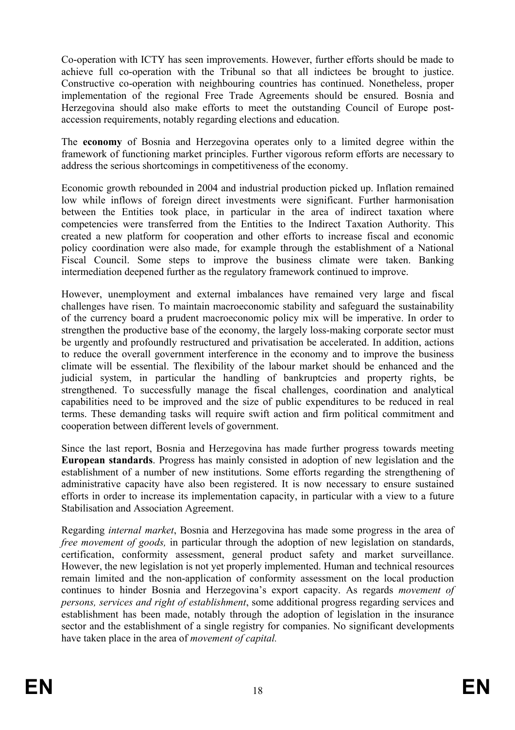Co-operation with ICTY has seen improvements. However, further efforts should be made to achieve full co-operation with the Tribunal so that all indictees be brought to justice. Constructive co-operation with neighbouring countries has continued. Nonetheless, proper implementation of the regional Free Trade Agreements should be ensured. Bosnia and Herzegovina should also make efforts to meet the outstanding Council of Europe post-accession requirements, notably regarding elections and education.

The **economy** of Bosnia and Herzegovina operates only to a limited degree within the framework of functioning market principles. Further vigorous reform efforts are necessary to address the serious shortcomings in competitiveness of the economy.

Economic growth rebounded in 2004 and industrial production picked up. Inflation remained low while inflows of foreign direct investments were significant. Further harmonisation between the Entities took place, in particular in the area of indirect taxation where competencies were transferred from the Entities to the Indirect Taxation Authority. This created a new platform for cooperation and other efforts to increase fiscal and economic policy coordination were also made, for example through the establishment of a National Fiscal Council. Some steps to improve the business climate were taken. Banking intermediation deepened further as the regulatory framework continued to improve.

However, unemployment and external imbalances have remained very large and fiscal challenges have risen. To maintain macroeconomic stability and safeguard the sustainability of the currency board a prudent macroeconomic policy mix will be imperative. In order to strengthen the productive base of the economy, the largely loss-making corporate sector must be urgently and profoundly restructured and privatisation be accelerated. In addition, actions to reduce the overall government interference in the economy and to improve the business climate will be essential. The flexibility of the labour market should be enhanced and the judicial system, in particular the handling of bankruptcies and property rights, be strengthened. To successfully manage the fiscal challenges, coordination and analytical capabilities need to be improved and the size of public expenditures to be reduced in real terms. These demanding tasks will require swift action and firm political commitment and cooperation between different levels of government.

Since the last report, Bosnia and Herzegovina has made further progress towards meeting **European standards**. Progress has mainly consisted in adoption of new legislation and the establishment of a number of new institutions. Some efforts regarding the strengthening of administrative capacity have also been registered. It is now necessary to ensure sustained efforts in order to increase its implementation capacity, in particular with a view to a future Stabilisation and Association Agreement.

Regarding *internal market*, Bosnia and Herzegovina has made some progress in the area of *free movement of goods,* in particular through the adoption of new legislation on standards, certification, conformity assessment, general product safety and market surveillance. However, the new legislation is not yet properly implemented. Human and technical resources remain limited and the non-application of conformity assessment on the local production continues to hinder Bosnia and Herzegovina's export capacity. As regards *movement of persons, services and right of establishment*, some additional progress regarding services and establishment has been made, notably through the adoption of legislation in the insurance sector and the establishment of a single registry for companies. No significant developments have taken place in the area of *movement of capital.*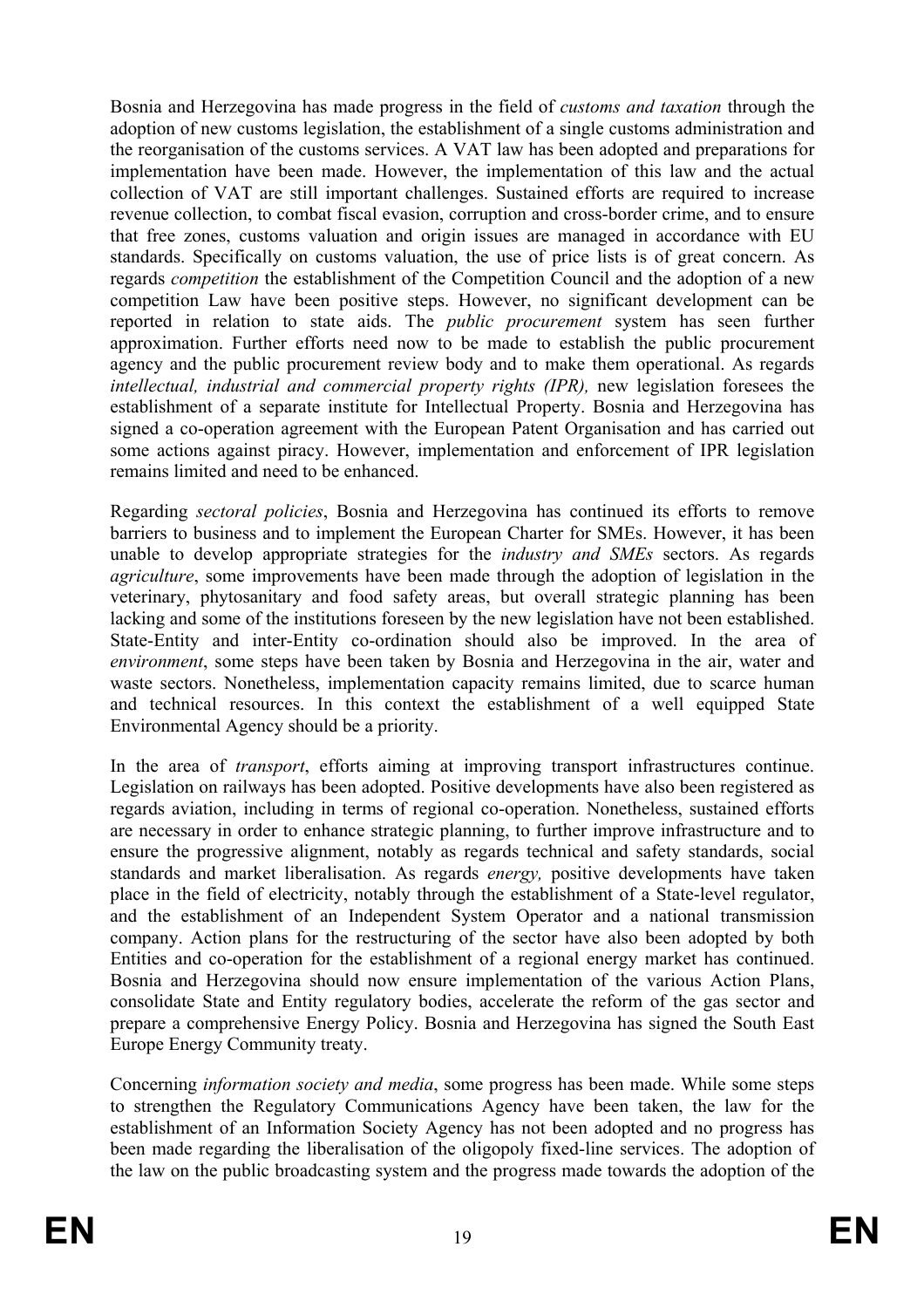Bosnia and Herzegovina has made progress in the field of *customs and taxation* through the adoption of new customs legislation, the establishment of a single customs administration and the reorganisation of the customs services. A VAT law has been adopted and preparations for implementation have been made. However, the implementation of this law and the actual collection of VAT are still important challenges. Sustained efforts are required to increase revenue collection, to combat fiscal evasion, corruption and cross-border crime, and to ensure that free zones, customs valuation and origin issues are managed in accordance with EU standards. Specifically on customs valuation, the use of price lists is of great concern. As regards *competition* the establishment of the Competition Council and the adoption of a new competition Law have been positive steps. However, no significant development can be reported in relation to state aids. The *public procurement* system has seen further approximation. Further efforts need now to be made to establish the public procurement agency and the public procurement review body and to make them operational. As regards *intellectual, industrial and commercial property rights (IPR),* new legislation foresees the establishment of a separate institute for Intellectual Property. Bosnia and Herzegovina has signed a co-operation agreement with the European Patent Organisation and has carried out some actions against piracy. However, implementation and enforcement of IPR legislation remains limited and need to be enhanced.

Regarding *sectoral policies*, Bosnia and Herzegovina has continued its efforts to remove barriers to business and to implement the European Charter for SMEs. However, it has been unable to develop appropriate strategies for the *industry and SMEs* sectors. As regards *agriculture*, some improvements have been made through the adoption of legislation in the veterinary, phytosanitary and food safety areas, but overall strategic planning has been lacking and some of the institutions foreseen by the new legislation have not been established. State-Entity and inter-Entity co-ordination should also be improved. In the area of *environment*, some steps have been taken by Bosnia and Herzegovina in the air, water and waste sectors. Nonetheless, implementation capacity remains limited, due to scarce human and technical resources. In this context the establishment of a well equipped State Environmental Agency should be a priority.

In the area of *transport*, efforts aiming at improving transport infrastructures continue. Legislation on railways has been adopted. Positive developments have also been registered as regards aviation, including in terms of regional co-operation. Nonetheless, sustained efforts are necessary in order to enhance strategic planning, to further improve infrastructure and to ensure the progressive alignment, notably as regards technical and safety standards, social standards and market liberalisation. As regards *energy,* positive developments have taken place in the field of electricity, notably through the establishment of a State-level regulator, and the establishment of an Independent System Operator and a national transmission company. Action plans for the restructuring of the sector have also been adopted by both Entities and co-operation for the establishment of a regional energy market has continued. Bosnia and Herzegovina should now ensure implementation of the various Action Plans, consolidate State and Entity regulatory bodies, accelerate the reform of the gas sector and prepare a comprehensive Energy Policy. Bosnia and Herzegovina has signed the South East Europe Energy Community treaty.

Concerning *information society and media*, some progress has been made. While some steps to strengthen the Regulatory Communications Agency have been taken, the law for the establishment of an Information Society Agency has not been adopted and no progress has been made regarding the liberalisation of the oligopoly fixed-line services. The adoption of the law on the public broadcasting system and the progress made towards the adoption of the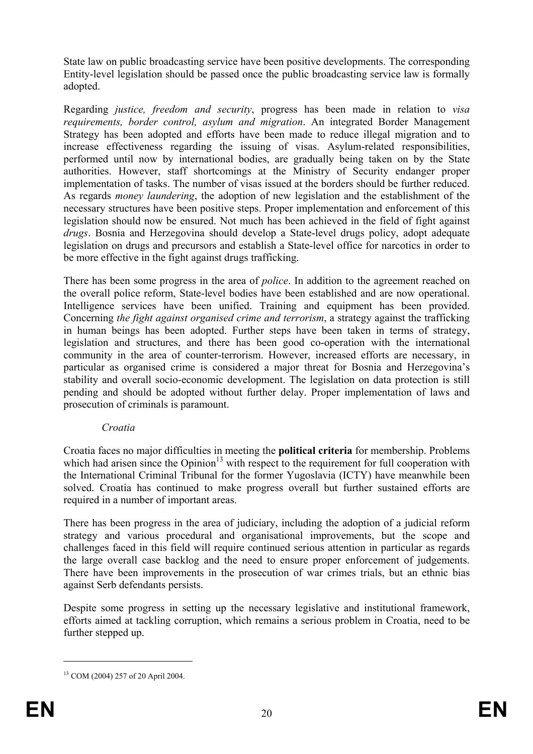State law on public broadcasting service have been positive developments. The corresponding Entity-level legislation should be passed once the public broadcasting service law is formally adopted.

Regarding *justice, freedom and security*, progress has been made in relation to *visa requirements, border control, asylum and migration*. An integrated Border Management Strategy has been adopted and efforts have been made to reduce illegal migration and to increase effectiveness regarding the issuing of visas. Asylum-related responsibilities, performed until now by international bodies, are gradually being taken on by the State authorities. However, staff shortcomings at the Ministry of Security endanger proper implementation of tasks. The number of visas issued at the borders should be further reduced. As regards *money laundering*, the adoption of new legislation and the establishment of the necessary structures have been positive steps. Proper implementation and enforcement of this legislation should now be ensured. Not much has been achieved in the field of fight against *drugs*. Bosnia and Herzegovina should develop a State-level drugs policy, adopt adequate legislation on drugs and precursors and establish a State-level office for narcotics in order to be more effective in the fight against drugs trafficking.

There has been some progress in the area of *police*. In addition to the agreement reached on the overall police reform, State-level bodies have been established and are now operational. Intelligence services have been unified. Training and equipment has been provided. Concerning *the fight against organised crime and terrorism*, a strategy against the trafficking in human beings has been adopted. Further steps have been taken in terms of strategy, legislation and structures, and there has been good co-operation with the international community in the area of counter-terrorism. However, increased efforts are necessary, in particular as organised crime is considered a major threat for Bosnia and Herzegovina's stability and overall socio-economic development. The legislation on data protection is still pending and should be adopted without further delay. Proper implementation of laws and prosecution of criminals is paramount.

*Croatia*

Croatia faces no major difficulties in meeting the **political criteria** for membership. Problems which had arisen since the Opinion[13] with respect to the requirement for full cooperation with the International Criminal Tribunal for the former Yugoslavia (ICTY) have meanwhile been solved. Croatia has continued to make progress overall but further sustained efforts are required in a number of important areas.

There has been progress in the area of judiciary, including the adoption of a judicial reform strategy and various procedural and organisational improvements, but the scope and challenges faced in this field will require continued serious attention in particular as regards the large overall case backlog and the need to ensure proper enforcement of judgements. There have been improvements in the prosecution of war crimes trials, but an ethnic bias against Serb defendants persists.

Despite some progress in setting up the necessary legislative and institutional framework, efforts aimed at tackling corruption, which remains a serious problem in Croatia, need to be further stepped up.

---

[13] COM (2004) 257 of 20 April 2004.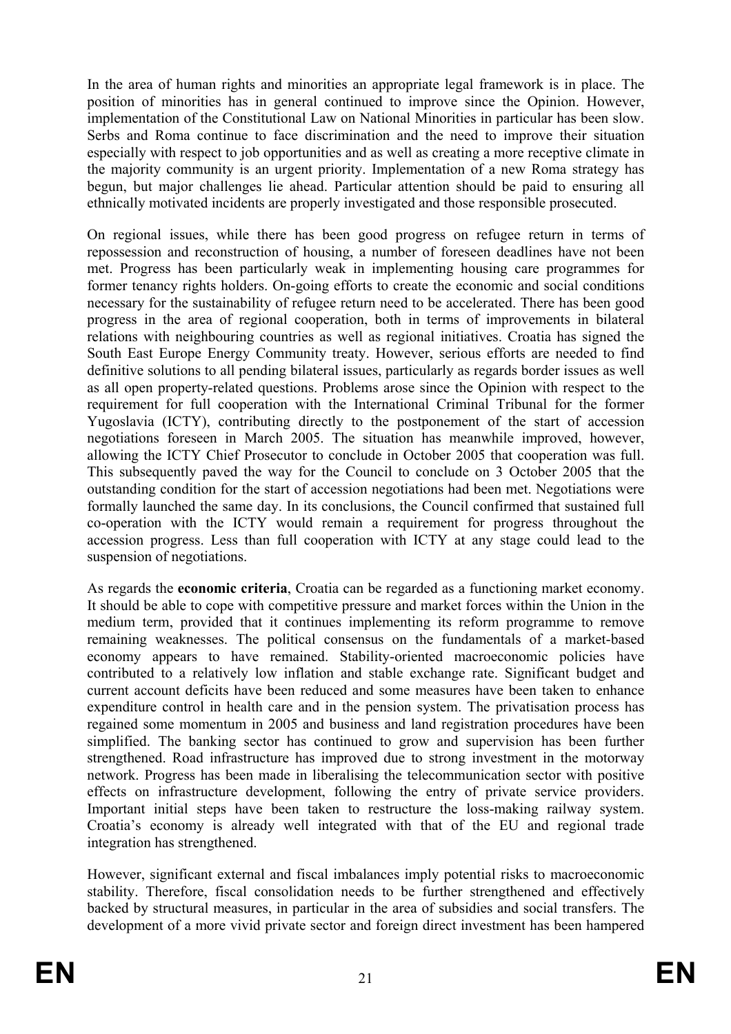In the area of human rights and minorities an appropriate legal framework is in place. The position of minorities has in general continued to improve since the Opinion. However, implementation of the Constitutional Law on National Minorities in particular has been slow. Serbs and Roma continue to face discrimination and the need to improve their situation especially with respect to job opportunities and as well as creating a more receptive climate in the majority community is an urgent priority. Implementation of a new Roma strategy has begun, but major challenges lie ahead. Particular attention should be paid to ensuring all ethnically motivated incidents are properly investigated and those responsible prosecuted.

On regional issues, while there has been good progress on refugee return in terms of repossession and reconstruction of housing, a number of foreseen deadlines have not been met. Progress has been particularly weak in implementing housing care programmes for former tenancy rights holders. On-going efforts to create the economic and social conditions necessary for the sustainability of refugee return need to be accelerated. There has been good progress in the area of regional cooperation, both in terms of improvements in bilateral relations with neighbouring countries as well as regional initiatives. Croatia has signed the South East Europe Energy Community treaty. However, serious efforts are needed to find definitive solutions to all pending bilateral issues, particularly as regards border issues as well as all open property-related questions. Problems arose since the Opinion with respect to the requirement for full cooperation with the International Criminal Tribunal for the former Yugoslavia (ICTY), contributing directly to the postponement of the start of accession negotiations foreseen in March 2005. The situation has meanwhile improved, however, allowing the ICTY Chief Prosecutor to conclude in October 2005 that cooperation was full. This subsequently paved the way for the Council to conclude on 3 October 2005 that the outstanding condition for the start of accession negotiations had been met. Negotiations were formally launched the same day. In its conclusions, the Council confirmed that sustained full co-operation with the ICTY would remain a requirement for progress throughout the accession progress. Less than full cooperation with ICTY at any stage could lead to the suspension of negotiations.

As regards the **economic criteria**, Croatia can be regarded as a functioning market economy. It should be able to cope with competitive pressure and market forces within the Union in the medium term, provided that it continues implementing its reform programme to remove remaining weaknesses. The political consensus on the fundamentals of a market-based economy appears to have remained. Stability-oriented macroeconomic policies have contributed to a relatively low inflation and stable exchange rate. Significant budget and current account deficits have been reduced and some measures have been taken to enhance expenditure control in health care and in the pension system. The privatisation process has regained some momentum in 2005 and business and land registration procedures have been simplified. The banking sector has continued to grow and supervision has been further strengthened. Road infrastructure has improved due to strong investment in the motorway network. Progress has been made in liberalising the telecommunication sector with positive effects on infrastructure development, following the entry of private service providers. Important initial steps have been taken to restructure the loss-making railway system. Croatia's economy is already well integrated with that of the EU and regional trade integration has strengthened.

However, significant external and fiscal imbalances imply potential risks to macroeconomic stability. Therefore, fiscal consolidation needs to be further strengthened and effectively backed by structural measures, in particular in the area of subsidies and social transfers. The development of a more vivid private sector and foreign direct investment has been hampered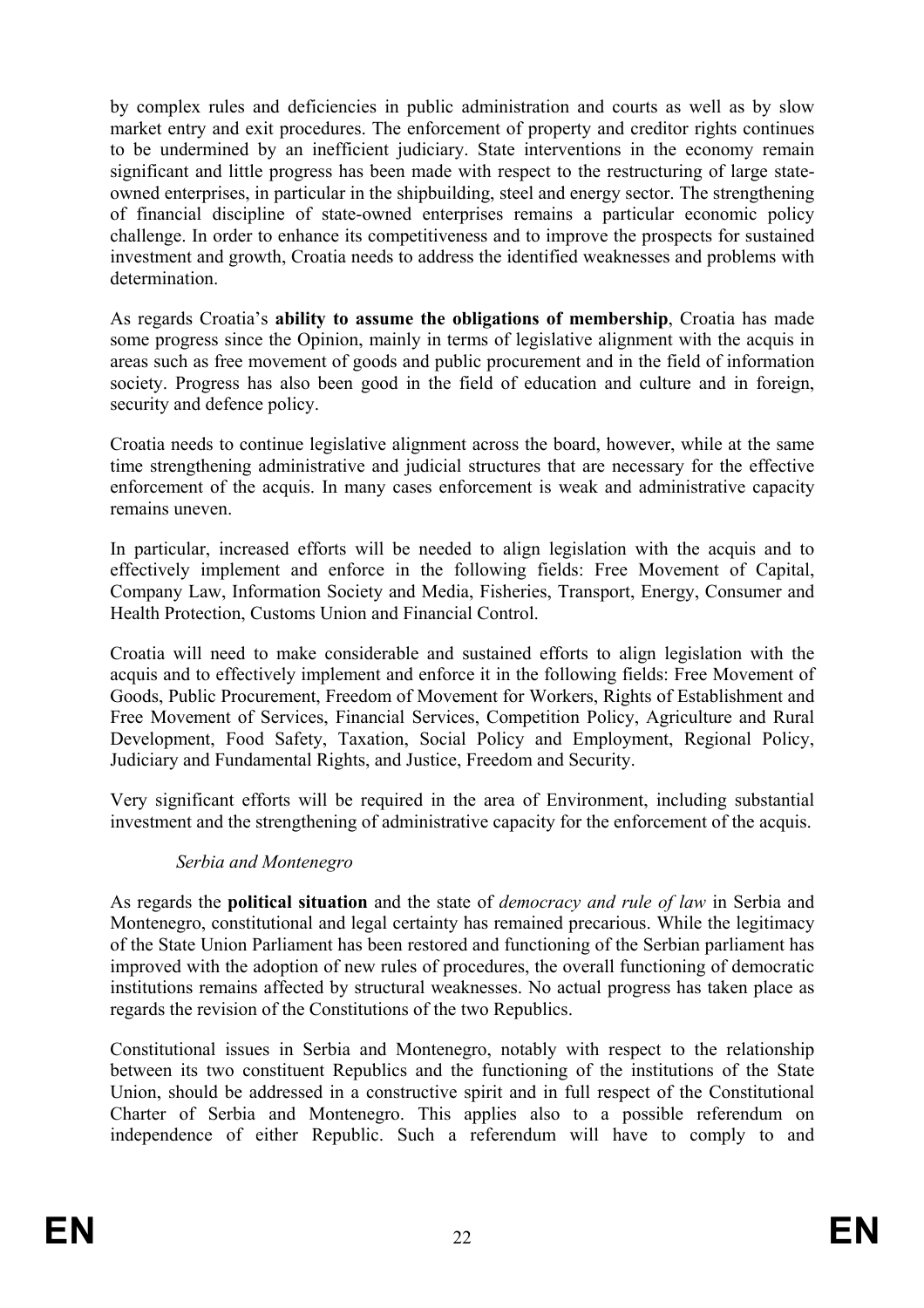by complex rules and deficiencies in public administration and courts as well as by slow market entry and exit procedures. The enforcement of property and creditor rights continues to be undermined by an inefficient judiciary. State interventions in the economy remain significant and little progress has been made with respect to the restructuring of large state-owned enterprises, in particular in the shipbuilding, steel and energy sector. The strengthening of financial discipline of state-owned enterprises remains a particular economic policy challenge. In order to enhance its competitiveness and to improve the prospects for sustained investment and growth, Croatia needs to address the identified weaknesses and problems with determination.

As regards Croatia's **ability to assume the obligations of membership**, Croatia has made some progress since the Opinion, mainly in terms of legislative alignment with the acquis in areas such as free movement of goods and public procurement and in the field of information society. Progress has also been good in the field of education and culture and in foreign, security and defence policy.

Croatia needs to continue legislative alignment across the board, however, while at the same time strengthening administrative and judicial structures that are necessary for the effective enforcement of the acquis. In many cases enforcement is weak and administrative capacity remains uneven.

In particular, increased efforts will be needed to align legislation with the acquis and to effectively implement and enforce in the following fields: Free Movement of Capital, Company Law, Information Society and Media, Fisheries, Transport, Energy, Consumer and Health Protection, Customs Union and Financial Control.

Croatia will need to make considerable and sustained efforts to align legislation with the acquis and to effectively implement and enforce it in the following fields: Free Movement of Goods, Public Procurement, Freedom of Movement for Workers, Rights of Establishment and Free Movement of Services, Financial Services, Competition Policy, Agriculture and Rural Development, Food Safety, Taxation, Social Policy and Employment, Regional Policy, Judiciary and Fundamental Rights, and Justice, Freedom and Security.

Very significant efforts will be required in the area of Environment, including substantial investment and the strengthening of administrative capacity for the enforcement of the acquis.

*Serbia and Montenegro*

As regards the **political situation** and the state of *democracy and rule of law* in Serbia and Montenegro, constitutional and legal certainty has remained precarious. While the legitimacy of the State Union Parliament has been restored and functioning of the Serbian parliament has improved with the adoption of new rules of procedures, the overall functioning of democratic institutions remains affected by structural weaknesses. No actual progress has taken place as regards the revision of the Constitutions of the two Republics.

Constitutional issues in Serbia and Montenegro, notably with respect to the relationship between its two constituent Republics and the functioning of the institutions of the State Union, should be addressed in a constructive spirit and in full respect of the Constitutional Charter of Serbia and Montenegro. This applies also to a possible referendum on independence of either Republic. Such a referendum will have to comply to and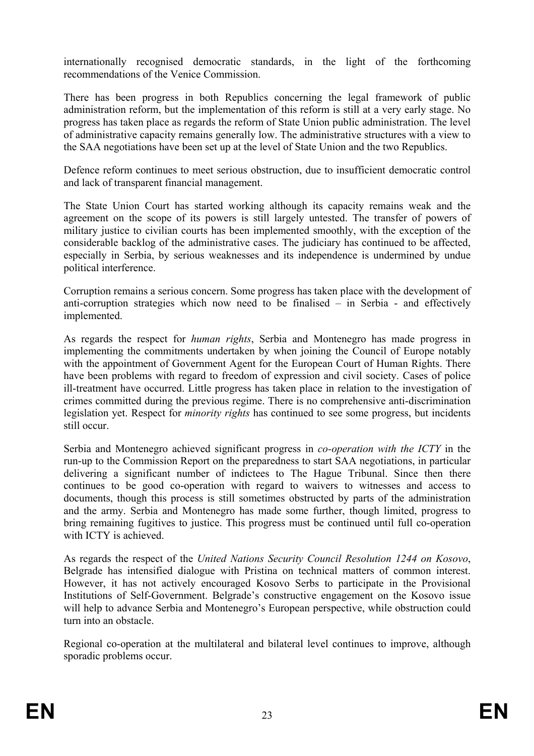internationally recognised democratic standards, in the light of the forthcoming recommendations of the Venice Commission.

There has been progress in both Republics concerning the legal framework of public administration reform, but the implementation of this reform is still at a very early stage. No progress has taken place as regards the reform of State Union public administration. The level of administrative capacity remains generally low. The administrative structures with a view to the SAA negotiations have been set up at the level of State Union and the two Republics.

Defence reform continues to meet serious obstruction, due to insufficient democratic control and lack of transparent financial management.

The State Union Court has started working although its capacity remains weak and the agreement on the scope of its powers is still largely untested. The transfer of powers of military justice to civilian courts has been implemented smoothly, with the exception of the considerable backlog of the administrative cases. The judiciary has continued to be affected, especially in Serbia, by serious weaknesses and its independence is undermined by undue political interference.

Corruption remains a serious concern. Some progress has taken place with the development of anti-corruption strategies which now need to be finalised – in Serbia - and effectively implemented.

As regards the respect for *human rights*, Serbia and Montenegro has made progress in implementing the commitments undertaken by when joining the Council of Europe notably with the appointment of Government Agent for the European Court of Human Rights. There have been problems with regard to freedom of expression and civil society. Cases of police ill-treatment have occurred. Little progress has taken place in relation to the investigation of crimes committed during the previous regime. There is no comprehensive anti-discrimination legislation yet. Respect for *minority rights* has continued to see some progress, but incidents still occur.

Serbia and Montenegro achieved significant progress in *co-operation with the ICTY* in the run-up to the Commission Report on the preparedness to start SAA negotiations, in particular delivering a significant number of indictees to The Hague Tribunal. Since then there continues to be good co-operation with regard to waivers to witnesses and access to documents, though this process is still sometimes obstructed by parts of the administration and the army. Serbia and Montenegro has made some further, though limited, progress to bring remaining fugitives to justice. This progress must be continued until full co-operation with ICTY is achieved.

As regards the respect of the *United Nations Security Council Resolution 1244 on Kosovo*, Belgrade has intensified dialogue with Pristina on technical matters of common interest. However, it has not actively encouraged Kosovo Serbs to participate in the Provisional Institutions of Self-Government. Belgrade's constructive engagement on the Kosovo issue will help to advance Serbia and Montenegro's European perspective, while obstruction could turn into an obstacle.

Regional co-operation at the multilateral and bilateral level continues to improve, although sporadic problems occur.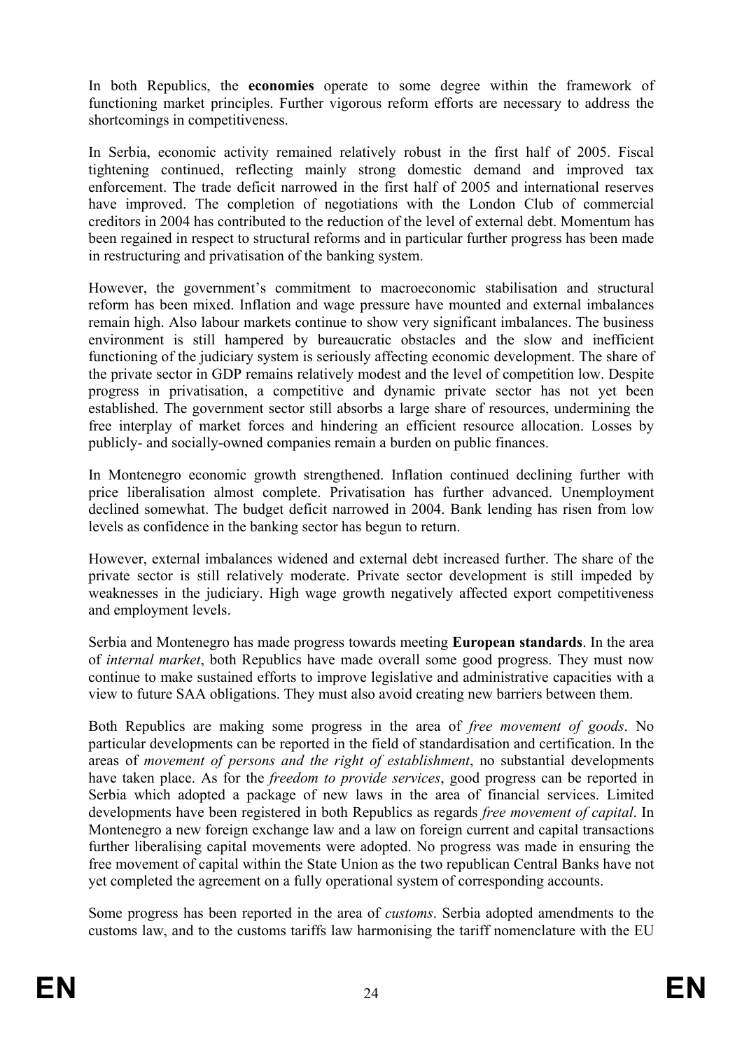In both Republics, the **economies** operate to some degree within the framework of functioning market principles. Further vigorous reform efforts are necessary to address the shortcomings in competitiveness.

In Serbia, economic activity remained relatively robust in the first half of 2005. Fiscal tightening continued, reflecting mainly strong domestic demand and improved tax enforcement. The trade deficit narrowed in the first half of 2005 and international reserves have improved. The completion of negotiations with the London Club of commercial creditors in 2004 has contributed to the reduction of the level of external debt. Momentum has been regained in respect to structural reforms and in particular further progress has been made in restructuring and privatisation of the banking system.

However, the government's commitment to macroeconomic stabilisation and structural reform has been mixed. Inflation and wage pressure have mounted and external imbalances remain high. Also labour markets continue to show very significant imbalances. The business environment is still hampered by bureaucratic obstacles and the slow and inefficient functioning of the judiciary system is seriously affecting economic development. The share of the private sector in GDP remains relatively modest and the level of competition low. Despite progress in privatisation, a competitive and dynamic private sector has not yet been established. The government sector still absorbs a large share of resources, undermining the free interplay of market forces and hindering an efficient resource allocation. Losses by publicly- and socially-owned companies remain a burden on public finances.

In Montenegro economic growth strengthened. Inflation continued declining further with price liberalisation almost complete. Privatisation has further advanced. Unemployment declined somewhat. The budget deficit narrowed in 2004. Bank lending has risen from low levels as confidence in the banking sector has begun to return.

However, external imbalances widened and external debt increased further. The share of the private sector is still relatively moderate. Private sector development is still impeded by weaknesses in the judiciary. High wage growth negatively affected export competitiveness and employment levels.

Serbia and Montenegro has made progress towards meeting **European standards**. In the area of *internal market*, both Republics have made overall some good progress. They must now continue to make sustained efforts to improve legislative and administrative capacities with a view to future SAA obligations. They must also avoid creating new barriers between them.

Both Republics are making some progress in the area of *free movement of goods*. No particular developments can be reported in the field of standardisation and certification. In the areas of *movement of persons and the right of establishment*, no substantial developments have taken place. As for the *freedom to provide services*, good progress can be reported in Serbia which adopted a package of new laws in the area of financial services. Limited developments have been registered in both Republics as regards *free movement of capital*. In Montenegro a new foreign exchange law and a law on foreign current and capital transactions further liberalising capital movements were adopted. No progress was made in ensuring the free movement of capital within the State Union as the two republican Central Banks have not yet completed the agreement on a fully operational system of corresponding accounts.

Some progress has been reported in the area of *customs*. Serbia adopted amendments to the customs law, and to the customs tariffs law harmonising the tariff nomenclature with the EU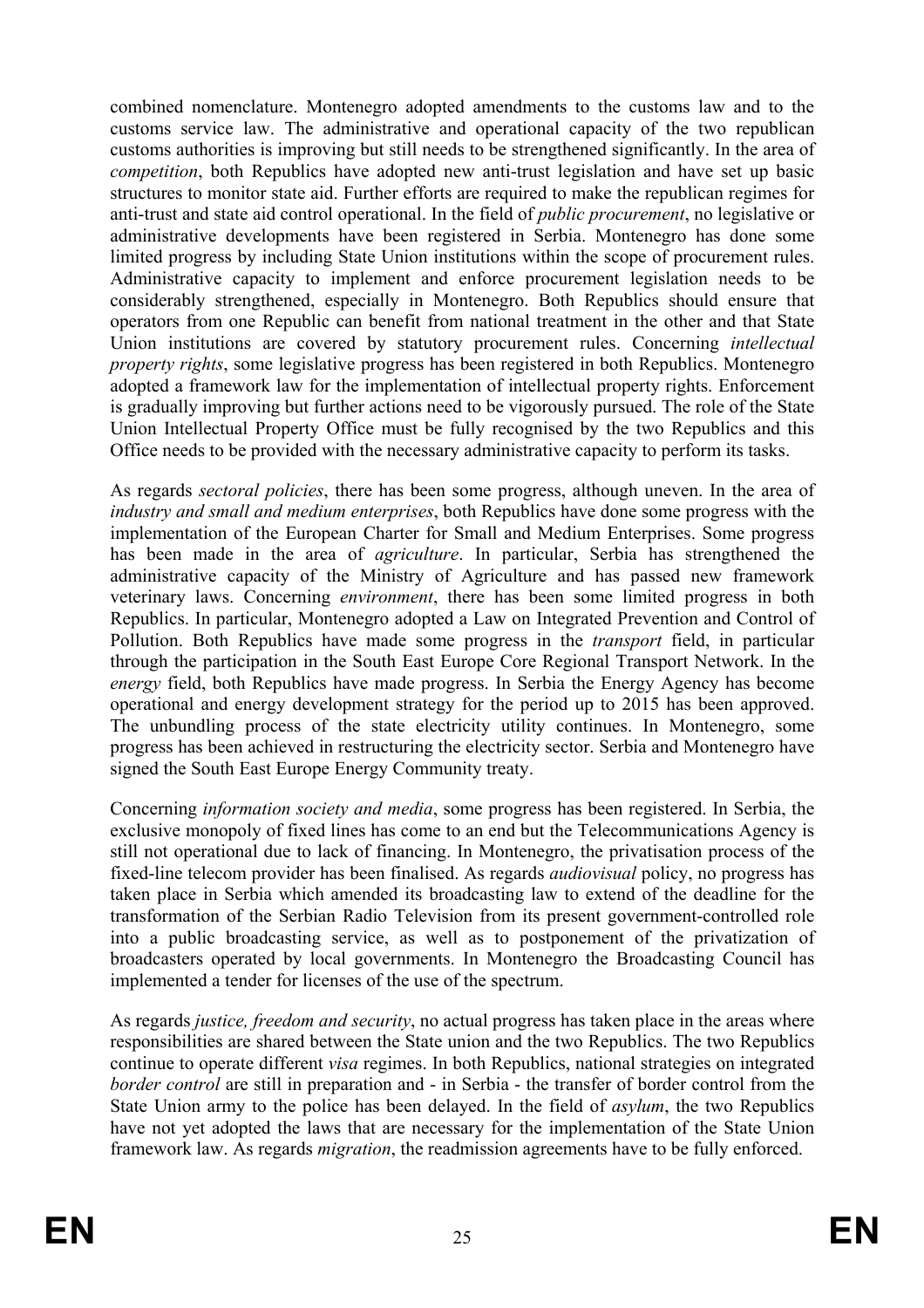combined nomenclature. Montenegro adopted amendments to the customs law and to the customs service law. The administrative and operational capacity of the two republican customs authorities is improving but still needs to be strengthened significantly. In the area of *competition*, both Republics have adopted new anti-trust legislation and have set up basic structures to monitor state aid. Further efforts are required to make the republican regimes for anti-trust and state aid control operational. In the field of *public procurement*, no legislative or administrative developments have been registered in Serbia. Montenegro has done some limited progress by including State Union institutions within the scope of procurement rules. Administrative capacity to implement and enforce procurement legislation needs to be considerably strengthened, especially in Montenegro. Both Republics should ensure that operators from one Republic can benefit from national treatment in the other and that State Union institutions are covered by statutory procurement rules. Concerning *intellectual property rights*, some legislative progress has been registered in both Republics. Montenegro adopted a framework law for the implementation of intellectual property rights. Enforcement is gradually improving but further actions need to be vigorously pursued. The role of the State Union Intellectual Property Office must be fully recognised by the two Republics and this Office needs to be provided with the necessary administrative capacity to perform its tasks.

As regards *sectoral policies*, there has been some progress, although uneven. In the area of *industry and small and medium enterprises*, both Republics have done some progress with the implementation of the European Charter for Small and Medium Enterprises. Some progress has been made in the area of *agriculture*. In particular, Serbia has strengthened the administrative capacity of the Ministry of Agriculture and has passed new framework veterinary laws. Concerning *environment*, there has been some limited progress in both Republics. In particular, Montenegro adopted a Law on Integrated Prevention and Control of Pollution. Both Republics have made some progress in the *transport* field, in particular through the participation in the South East Europe Core Regional Transport Network. In the *energy* field, both Republics have made progress. In Serbia the Energy Agency has become operational and energy development strategy for the period up to 2015 has been approved. The unbundling process of the state electricity utility continues. In Montenegro, some progress has been achieved in restructuring the electricity sector. Serbia and Montenegro have signed the South East Europe Energy Community treaty.

Concerning *information society and media*, some progress has been registered. In Serbia, the exclusive monopoly of fixed lines has come to an end but the Telecommunications Agency is still not operational due to lack of financing. In Montenegro, the privatisation process of the fixed-line telecom provider has been finalised. As regards *audiovisual* policy, no progress has taken place in Serbia which amended its broadcasting law to extend of the deadline for the transformation of the Serbian Radio Television from its present government-controlled role into a public broadcasting service, as well as to postponement of the privatization of broadcasters operated by local governments. In Montenegro the Broadcasting Council has implemented a tender for licenses of the use of the spectrum.

As regards *justice, freedom and security*, no actual progress has taken place in the areas where responsibilities are shared between the State union and the two Republics. The two Republics continue to operate different *visa* regimes. In both Republics, national strategies on integrated *border control* are still in preparation and - in Serbia - the transfer of border control from the State Union army to the police has been delayed. In the field of *asylum*, the two Republics have not yet adopted the laws that are necessary for the implementation of the State Union framework law. As regards *migration*, the readmission agreements have to be fully enforced.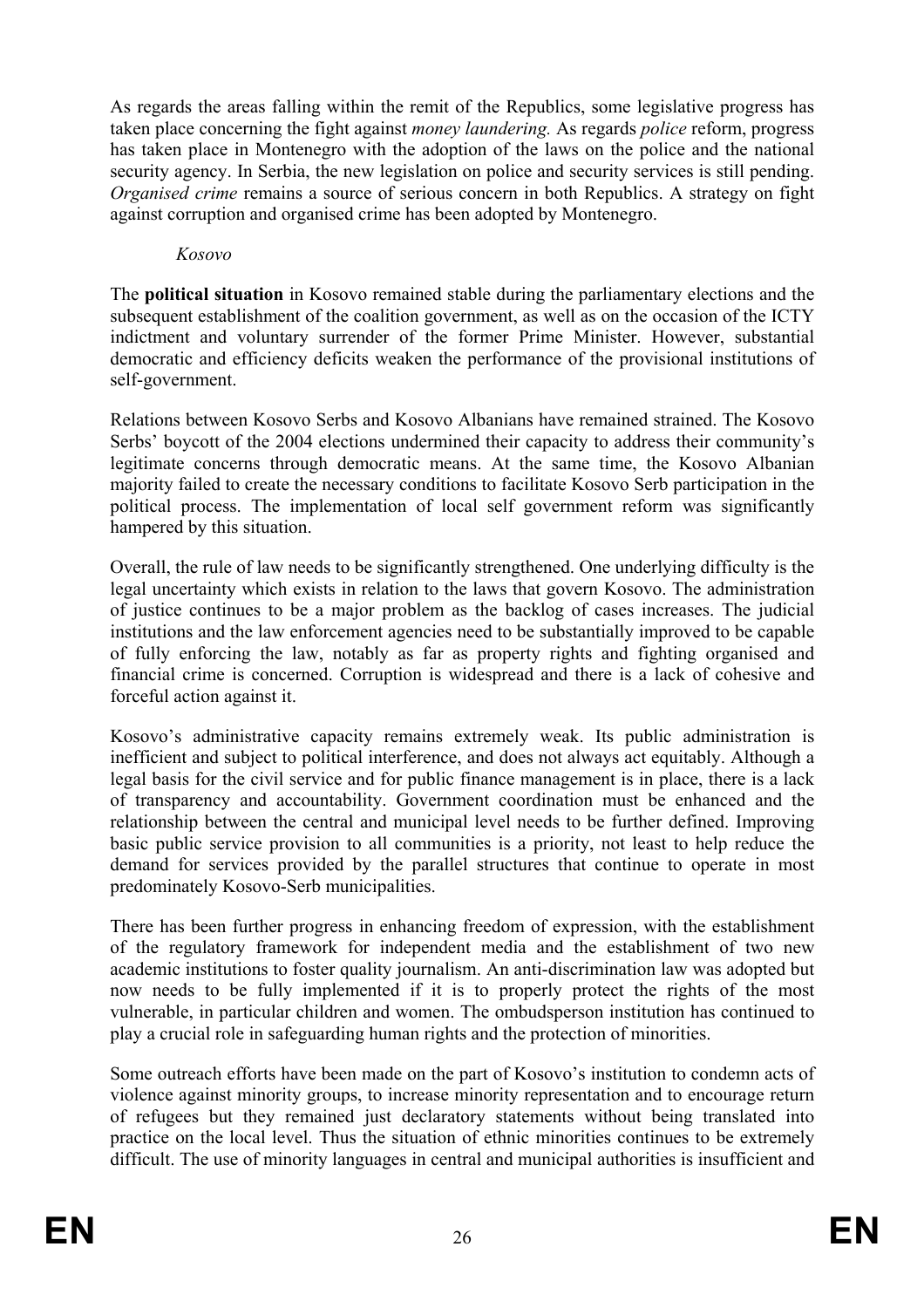As regards the areas falling within the remit of the Republics, some legislative progress has taken place concerning the fight against *money laundering.* As regards *police* reform, progress has taken place in Montenegro with the adoption of the laws on the police and the national security agency. In Serbia, the new legislation on police and security services is still pending. *Organised crime* remains a source of serious concern in both Republics. A strategy on fight against corruption and organised crime has been adopted by Montenegro.

*Kosovo*

The **political situation** in Kosovo remained stable during the parliamentary elections and the subsequent establishment of the coalition government, as well as on the occasion of the ICTY indictment and voluntary surrender of the former Prime Minister. However, substantial democratic and efficiency deficits weaken the performance of the provisional institutions of self-government.

Relations between Kosovo Serbs and Kosovo Albanians have remained strained. The Kosovo Serbs' boycott of the 2004 elections undermined their capacity to address their community's legitimate concerns through democratic means. At the same time, the Kosovo Albanian majority failed to create the necessary conditions to facilitate Kosovo Serb participation in the political process. The implementation of local self government reform was significantly hampered by this situation.

Overall, the rule of law needs to be significantly strengthened. One underlying difficulty is the legal uncertainty which exists in relation to the laws that govern Kosovo. The administration of justice continues to be a major problem as the backlog of cases increases. The judicial institutions and the law enforcement agencies need to be substantially improved to be capable of fully enforcing the law, notably as far as property rights and fighting organised and financial crime is concerned. Corruption is widespread and there is a lack of cohesive and forceful action against it.

Kosovo's administrative capacity remains extremely weak. Its public administration is inefficient and subject to political interference, and does not always act equitably. Although a legal basis for the civil service and for public finance management is in place, there is a lack of transparency and accountability. Government coordination must be enhanced and the relationship between the central and municipal level needs to be further defined. Improving basic public service provision to all communities is a priority, not least to help reduce the demand for services provided by the parallel structures that continue to operate in most predominately Kosovo-Serb municipalities.

There has been further progress in enhancing freedom of expression, with the establishment of the regulatory framework for independent media and the establishment of two new academic institutions to foster quality journalism. An anti-discrimination law was adopted but now needs to be fully implemented if it is to properly protect the rights of the most vulnerable, in particular children and women. The ombudsperson institution has continued to play a crucial role in safeguarding human rights and the protection of minorities.

Some outreach efforts have been made on the part of Kosovo's institution to condemn acts of violence against minority groups, to increase minority representation and to encourage return of refugees but they remained just declaratory statements without being translated into practice on the local level. Thus the situation of ethnic minorities continues to be extremely difficult. The use of minority languages in central and municipal authorities is insufficient and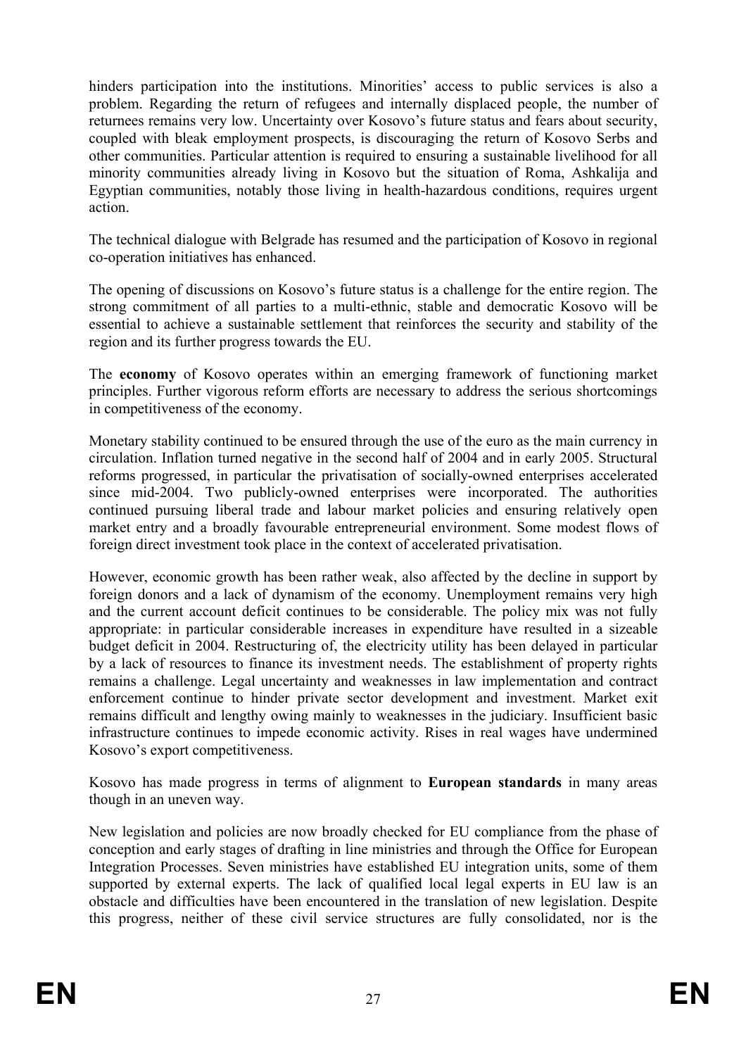hinders participation into the institutions. Minorities' access to public services is also a problem. Regarding the return of refugees and internally displaced people, the number of returnees remains very low. Uncertainty over Kosovo's future status and fears about security, coupled with bleak employment prospects, is discouraging the return of Kosovo Serbs and other communities. Particular attention is required to ensuring a sustainable livelihood for all minority communities already living in Kosovo but the situation of Roma, Ashkalija and Egyptian communities, notably those living in health-hazardous conditions, requires urgent action.

The technical dialogue with Belgrade has resumed and the participation of Kosovo in regional co-operation initiatives has enhanced.

The opening of discussions on Kosovo's future status is a challenge for the entire region. The strong commitment of all parties to a multi-ethnic, stable and democratic Kosovo will be essential to achieve a sustainable settlement that reinforces the security and stability of the region and its further progress towards the EU.

The **economy** of Kosovo operates within an emerging framework of functioning market principles. Further vigorous reform efforts are necessary to address the serious shortcomings in competitiveness of the economy.

Monetary stability continued to be ensured through the use of the euro as the main currency in circulation. Inflation turned negative in the second half of 2004 and in early 2005. Structural reforms progressed, in particular the privatisation of socially-owned enterprises accelerated since mid-2004. Two publicly-owned enterprises were incorporated. The authorities continued pursuing liberal trade and labour market policies and ensuring relatively open market entry and a broadly favourable entrepreneurial environment. Some modest flows of foreign direct investment took place in the context of accelerated privatisation.

However, economic growth has been rather weak, also affected by the decline in support by foreign donors and a lack of dynamism of the economy. Unemployment remains very high and the current account deficit continues to be considerable. The policy mix was not fully appropriate: in particular considerable increases in expenditure have resulted in a sizeable budget deficit in 2004. Restructuring of, the electricity utility has been delayed in particular by a lack of resources to finance its investment needs. The establishment of property rights remains a challenge. Legal uncertainty and weaknesses in law implementation and contract enforcement continue to hinder private sector development and investment. Market exit remains difficult and lengthy owing mainly to weaknesses in the judiciary. Insufficient basic infrastructure continues to impede economic activity. Rises in real wages have undermined Kosovo's export competitiveness.

Kosovo has made progress in terms of alignment to **European standards** in many areas though in an uneven way.

New legislation and policies are now broadly checked for EU compliance from the phase of conception and early stages of drafting in line ministries and through the Office for European Integration Processes. Seven ministries have established EU integration units, some of them supported by external experts. The lack of qualified local legal experts in EU law is an obstacle and difficulties have been encountered in the translation of new legislation. Despite this progress, neither of these civil service structures are fully consolidated, nor is the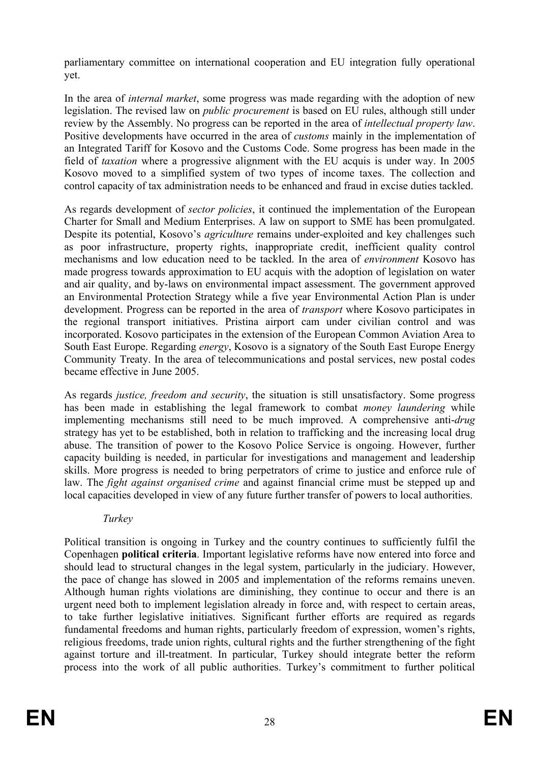parliamentary committee on international cooperation and EU integration fully operational yet.

In the area of *internal market*, some progress was made regarding with the adoption of new legislation. The revised law on *public procurement* is based on EU rules, although still under review by the Assembly. No progress can be reported in the area of *intellectual property law*. Positive developments have occurred in the area of *customs* mainly in the implementation of an Integrated Tariff for Kosovo and the Customs Code. Some progress has been made in the field of *taxation* where a progressive alignment with the EU acquis is under way. In 2005 Kosovo moved to a simplified system of two types of income taxes. The collection and control capacity of tax administration needs to be enhanced and fraud in excise duties tackled.

As regards development of *sector policies*, it continued the implementation of the European Charter for Small and Medium Enterprises. A law on support to SME has been promulgated. Despite its potential, Kosovo's *agriculture* remains under-exploited and key challenges such as poor infrastructure, property rights, inappropriate credit, inefficient quality control mechanisms and low education need to be tackled. In the area of *environment* Kosovo has made progress towards approximation to EU acquis with the adoption of legislation on water and air quality, and by-laws on environmental impact assessment. The government approved an Environmental Protection Strategy while a five year Environmental Action Plan is under development. Progress can be reported in the area of *transport* where Kosovo participates in the regional transport initiatives. Pristina airport cam under civilian control and was incorporated. Kosovo participates in the extension of the European Common Aviation Area to South East Europe. Regarding *energy*, Kosovo is a signatory of the South East Europe Energy Community Treaty. In the area of telecommunications and postal services, new postal codes became effective in June 2005.

As regards *justice, freedom and security*, the situation is still unsatisfactory. Some progress has been made in establishing the legal framework to combat *money laundering* while implementing mechanisms still need to be much improved. A comprehensive anti-*drug* strategy has yet to be established, both in relation to trafficking and the increasing local drug abuse. The transition of power to the Kosovo Police Service is ongoing. However, further capacity building is needed, in particular for investigations and management and leadership skills. More progress is needed to bring perpetrators of crime to justice and enforce rule of law. The *fight against organised crime* and against financial crime must be stepped up and local capacities developed in view of any future further transfer of powers to local authorities.

*Turkey*

Political transition is ongoing in Turkey and the country continues to sufficiently fulfil the Copenhagen **political criteria**. Important legislative reforms have now entered into force and should lead to structural changes in the legal system, particularly in the judiciary. However, the pace of change has slowed in 2005 and implementation of the reforms remains uneven. Although human rights violations are diminishing, they continue to occur and there is an urgent need both to implement legislation already in force and, with respect to certain areas, to take further legislative initiatives. Significant further efforts are required as regards fundamental freedoms and human rights, particularly freedom of expression, women's rights, religious freedoms, trade union rights, cultural rights and the further strengthening of the fight against torture and ill-treatment. In particular, Turkey should integrate better the reform process into the work of all public authorities. Turkey's commitment to further political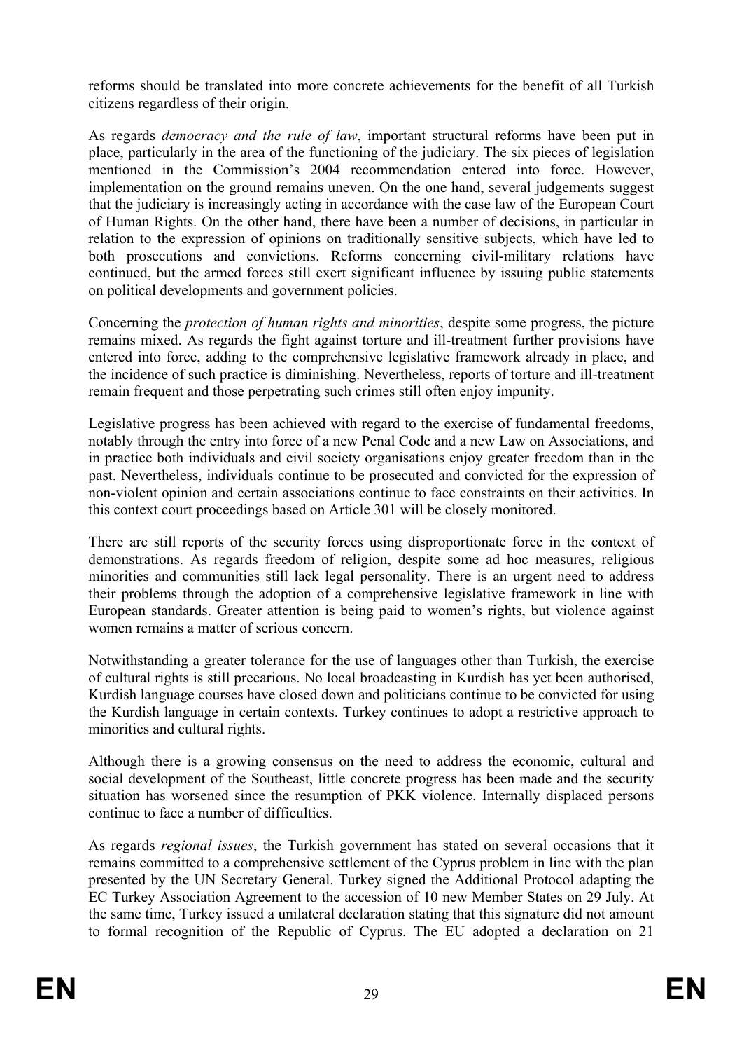reforms should be translated into more concrete achievements for the benefit of all Turkish citizens regardless of their origin.

As regards *democracy and the rule of law*, important structural reforms have been put in place, particularly in the area of the functioning of the judiciary. The six pieces of legislation mentioned in the Commission's 2004 recommendation entered into force. However, implementation on the ground remains uneven. On the one hand, several judgements suggest that the judiciary is increasingly acting in accordance with the case law of the European Court of Human Rights. On the other hand, there have been a number of decisions, in particular in relation to the expression of opinions on traditionally sensitive subjects, which have led to both prosecutions and convictions. Reforms concerning civil-military relations have continued, but the armed forces still exert significant influence by issuing public statements on political developments and government policies.

Concerning the *protection of human rights and minorities*, despite some progress, the picture remains mixed. As regards the fight against torture and ill-treatment further provisions have entered into force, adding to the comprehensive legislative framework already in place, and the incidence of such practice is diminishing. Nevertheless, reports of torture and ill-treatment remain frequent and those perpetrating such crimes still often enjoy impunity.

Legislative progress has been achieved with regard to the exercise of fundamental freedoms, notably through the entry into force of a new Penal Code and a new Law on Associations, and in practice both individuals and civil society organisations enjoy greater freedom than in the past. Nevertheless, individuals continue to be prosecuted and convicted for the expression of non-violent opinion and certain associations continue to face constraints on their activities. In this context court proceedings based on Article 301 will be closely monitored.

There are still reports of the security forces using disproportionate force in the context of demonstrations. As regards freedom of religion, despite some ad hoc measures, religious minorities and communities still lack legal personality. There is an urgent need to address their problems through the adoption of a comprehensive legislative framework in line with European standards. Greater attention is being paid to women's rights, but violence against women remains a matter of serious concern.

Notwithstanding a greater tolerance for the use of languages other than Turkish, the exercise of cultural rights is still precarious. No local broadcasting in Kurdish has yet been authorised, Kurdish language courses have closed down and politicians continue to be convicted for using the Kurdish language in certain contexts. Turkey continues to adopt a restrictive approach to minorities and cultural rights.

Although there is a growing consensus on the need to address the economic, cultural and social development of the Southeast, little concrete progress has been made and the security situation has worsened since the resumption of PKK violence. Internally displaced persons continue to face a number of difficulties.

As regards *regional issues*, the Turkish government has stated on several occasions that it remains committed to a comprehensive settlement of the Cyprus problem in line with the plan presented by the UN Secretary General. Turkey signed the Additional Protocol adapting the EC Turkey Association Agreement to the accession of 10 new Member States on 29 July. At the same time, Turkey issued a unilateral declaration stating that this signature did not amount to formal recognition of the Republic of Cyprus. The EU adopted a declaration on 21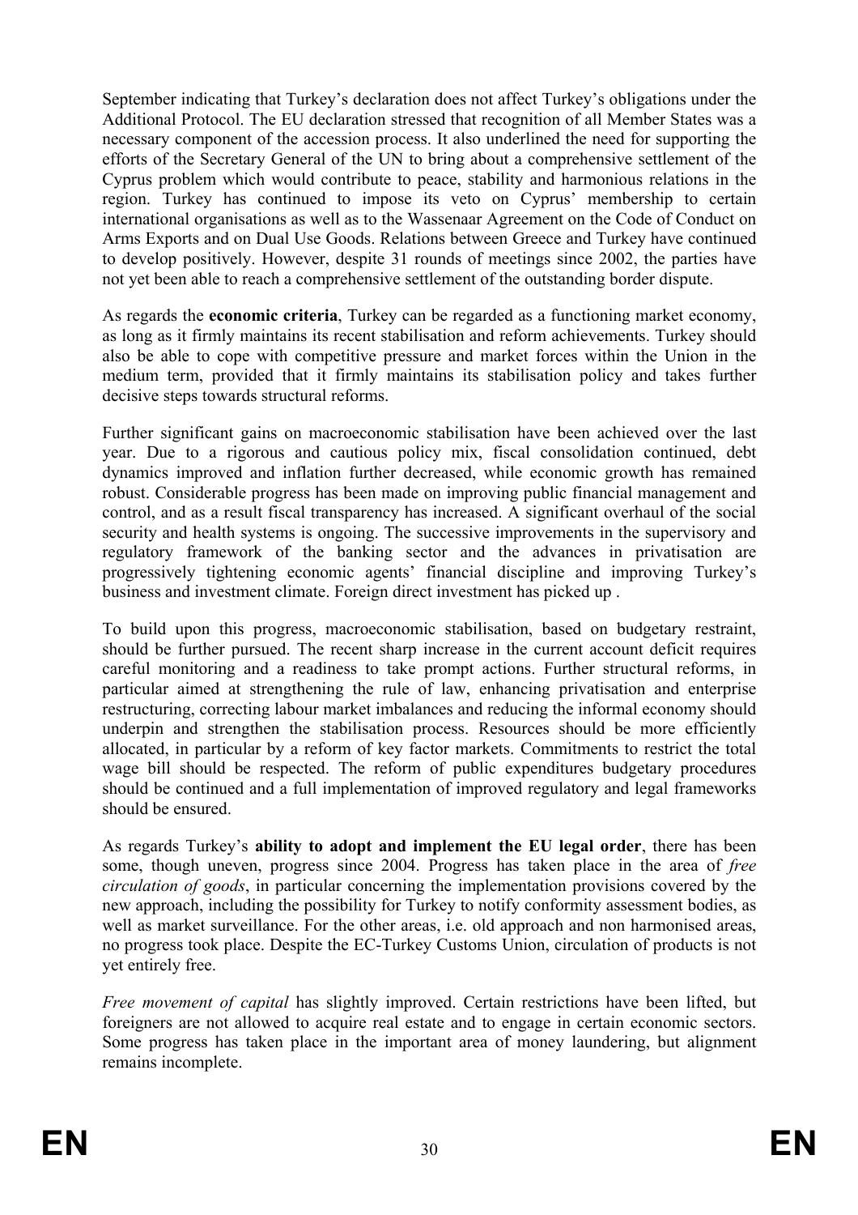September indicating that Turkey's declaration does not affect Turkey's obligations under the Additional Protocol. The EU declaration stressed that recognition of all Member States was a necessary component of the accession process. It also underlined the need for supporting the efforts of the Secretary General of the UN to bring about a comprehensive settlement of the Cyprus problem which would contribute to peace, stability and harmonious relations in the region. Turkey has continued to impose its veto on Cyprus' membership to certain international organisations as well as to the Wassenaar Agreement on the Code of Conduct on Arms Exports and on Dual Use Goods. Relations between Greece and Turkey have continued to develop positively. However, despite 31 rounds of meetings since 2002, the parties have not yet been able to reach a comprehensive settlement of the outstanding border dispute.

As regards the **economic criteria**, Turkey can be regarded as a functioning market economy, as long as it firmly maintains its recent stabilisation and reform achievements. Turkey should also be able to cope with competitive pressure and market forces within the Union in the medium term, provided that it firmly maintains its stabilisation policy and takes further decisive steps towards structural reforms.

Further significant gains on macroeconomic stabilisation have been achieved over the last year. Due to a rigorous and cautious policy mix, fiscal consolidation continued, debt dynamics improved and inflation further decreased, while economic growth has remained robust. Considerable progress has been made on improving public financial management and control, and as a result fiscal transparency has increased. A significant overhaul of the social security and health systems is ongoing. The successive improvements in the supervisory and regulatory framework of the banking sector and the advances in privatisation are progressively tightening economic agents' financial discipline and improving Turkey's business and investment climate. Foreign direct investment has picked up .

To build upon this progress, macroeconomic stabilisation, based on budgetary restraint, should be further pursued. The recent sharp increase in the current account deficit requires careful monitoring and a readiness to take prompt actions. Further structural reforms, in particular aimed at strengthening the rule of law, enhancing privatisation and enterprise restructuring, correcting labour market imbalances and reducing the informal economy should underpin and strengthen the stabilisation process. Resources should be more efficiently allocated, in particular by a reform of key factor markets. Commitments to restrict the total wage bill should be respected. The reform of public expenditures budgetary procedures should be continued and a full implementation of improved regulatory and legal frameworks should be ensured.

As regards Turkey's **ability to adopt and implement the EU legal order**, there has been some, though uneven, progress since 2004. Progress has taken place in the area of *free circulation of goods*, in particular concerning the implementation provisions covered by the new approach, including the possibility for Turkey to notify conformity assessment bodies, as well as market surveillance. For the other areas, i.e. old approach and non harmonised areas, no progress took place. Despite the EC-Turkey Customs Union, circulation of products is not yet entirely free.

*Free movement of capital* has slightly improved. Certain restrictions have been lifted, but foreigners are not allowed to acquire real estate and to engage in certain economic sectors. Some progress has taken place in the important area of money laundering, but alignment remains incomplete.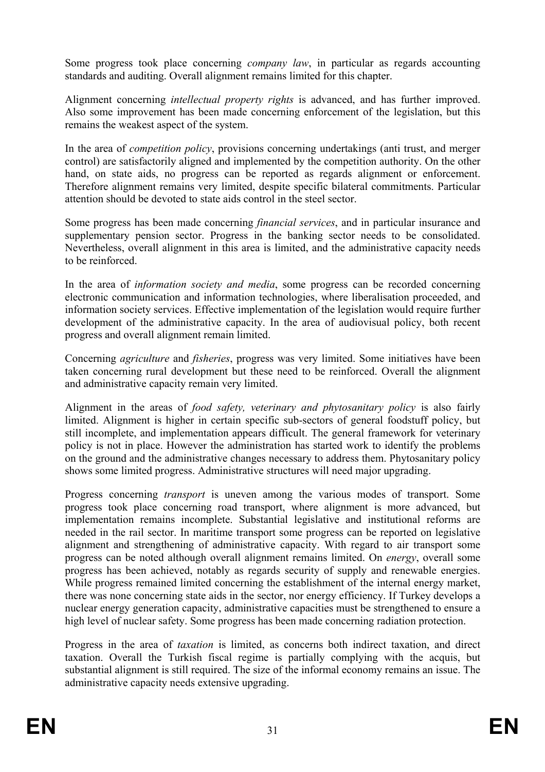Some progress took place concerning *company law*, in particular as regards accounting standards and auditing. Overall alignment remains limited for this chapter.

Alignment concerning *intellectual property rights* is advanced, and has further improved. Also some improvement has been made concerning enforcement of the legislation, but this remains the weakest aspect of the system.

In the area of *competition policy*, provisions concerning undertakings (anti trust, and merger control) are satisfactorily aligned and implemented by the competition authority. On the other hand, on state aids, no progress can be reported as regards alignment or enforcement. Therefore alignment remains very limited, despite specific bilateral commitments. Particular attention should be devoted to state aids control in the steel sector.

Some progress has been made concerning *financial services*, and in particular insurance and supplementary pension sector. Progress in the banking sector needs to be consolidated. Nevertheless, overall alignment in this area is limited, and the administrative capacity needs to be reinforced.

In the area of *information society and media*, some progress can be recorded concerning electronic communication and information technologies, where liberalisation proceeded, and information society services. Effective implementation of the legislation would require further development of the administrative capacity. In the area of audiovisual policy, both recent progress and overall alignment remain limited.

Concerning *agriculture* and *fisheries*, progress was very limited. Some initiatives have been taken concerning rural development but these need to be reinforced. Overall the alignment and administrative capacity remain very limited.

Alignment in the areas of *food safety, veterinary and phytosanitary policy* is also fairly limited. Alignment is higher in certain specific sub-sectors of general foodstuff policy, but still incomplete, and implementation appears difficult. The general framework for veterinary policy is not in place. However the administration has started work to identify the problems on the ground and the administrative changes necessary to address them. Phytosanitary policy shows some limited progress. Administrative structures will need major upgrading.

Progress concerning *transport* is uneven among the various modes of transport. Some progress took place concerning road transport, where alignment is more advanced, but implementation remains incomplete. Substantial legislative and institutional reforms are needed in the rail sector. In maritime transport some progress can be reported on legislative alignment and strengthening of administrative capacity. With regard to air transport some progress can be noted although overall alignment remains limited. On *energy*, overall some progress has been achieved, notably as regards security of supply and renewable energies. While progress remained limited concerning the establishment of the internal energy market, there was none concerning state aids in the sector, nor energy efficiency. If Turkey develops a nuclear energy generation capacity, administrative capacities must be strengthened to ensure a high level of nuclear safety. Some progress has been made concerning radiation protection.

Progress in the area of *taxation* is limited, as concerns both indirect taxation, and direct taxation. Overall the Turkish fiscal regime is partially complying with the acquis, but substantial alignment is still required. The size of the informal economy remains an issue. The administrative capacity needs extensive upgrading.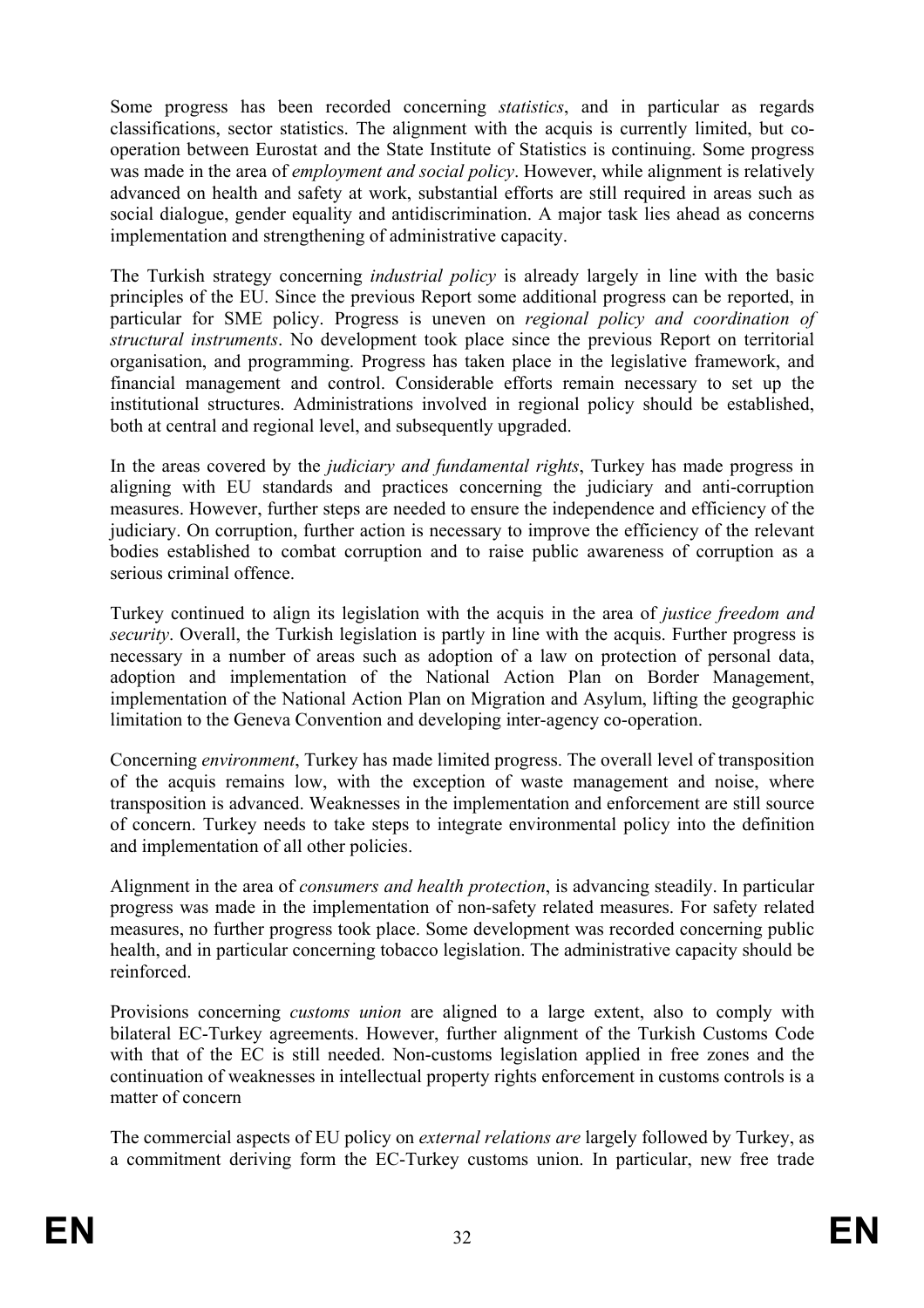Some progress has been recorded concerning *statistics*, and in particular as regards classifications, sector statistics. The alignment with the acquis is currently limited, but co-operation between Eurostat and the State Institute of Statistics is continuing. Some progress was made in the area of *employment and social policy*. However, while alignment is relatively advanced on health and safety at work, substantial efforts are still required in areas such as social dialogue, gender equality and antidiscrimination. A major task lies ahead as concerns implementation and strengthening of administrative capacity.

The Turkish strategy concerning *industrial policy* is already largely in line with the basic principles of the EU. Since the previous Report some additional progress can be reported, in particular for SME policy. Progress is uneven on *regional policy and coordination of structural instruments*. No development took place since the previous Report on territorial organisation, and programming. Progress has taken place in the legislative framework, and financial management and control. Considerable efforts remain necessary to set up the institutional structures. Administrations involved in regional policy should be established, both at central and regional level, and subsequently upgraded.

In the areas covered by the *judiciary and fundamental rights*, Turkey has made progress in aligning with EU standards and practices concerning the judiciary and anti-corruption measures. However, further steps are needed to ensure the independence and efficiency of the judiciary. On corruption, further action is necessary to improve the efficiency of the relevant bodies established to combat corruption and to raise public awareness of corruption as a serious criminal offence.

Turkey continued to align its legislation with the acquis in the area of *justice freedom and security*. Overall, the Turkish legislation is partly in line with the acquis. Further progress is necessary in a number of areas such as adoption of a law on protection of personal data, adoption and implementation of the National Action Plan on Border Management, implementation of the National Action Plan on Migration and Asylum, lifting the geographic limitation to the Geneva Convention and developing inter-agency co-operation.

Concerning *environment*, Turkey has made limited progress. The overall level of transposition of the acquis remains low, with the exception of waste management and noise, where transposition is advanced. Weaknesses in the implementation and enforcement are still source of concern. Turkey needs to take steps to integrate environmental policy into the definition and implementation of all other policies.

Alignment in the area of *consumers and health protection*, is advancing steadily. In particular progress was made in the implementation of non-safety related measures. For safety related measures, no further progress took place. Some development was recorded concerning public health, and in particular concerning tobacco legislation. The administrative capacity should be reinforced.

Provisions concerning *customs union* are aligned to a large extent, also to comply with bilateral EC-Turkey agreements. However, further alignment of the Turkish Customs Code with that of the EC is still needed. Non-customs legislation applied in free zones and the continuation of weaknesses in intellectual property rights enforcement in customs controls is a matter of concern

The commercial aspects of EU policy on *external relations are* largely followed by Turkey, as a commitment deriving form the EC-Turkey customs union. In particular, new free trade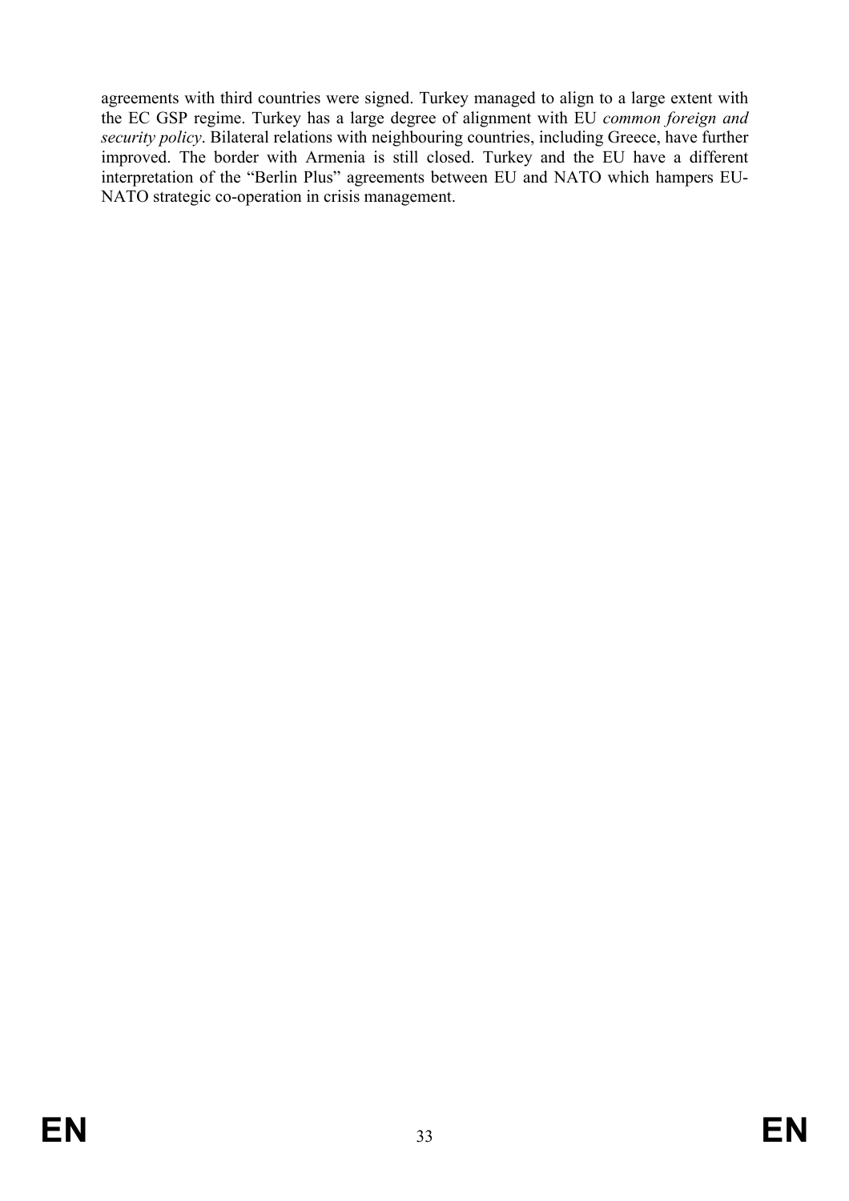agreements with third countries were signed. Turkey managed to align to a large extent with the EC GSP regime. Turkey has a large degree of alignment with EU *common foreign and security policy*. Bilateral relations with neighbouring countries, including Greece, have further improved. The border with Armenia is still closed. Turkey and the EU have a different interpretation of the "Berlin Plus" agreements between EU and NATO which hampers EU-NATO strategic co-operation in crisis management.